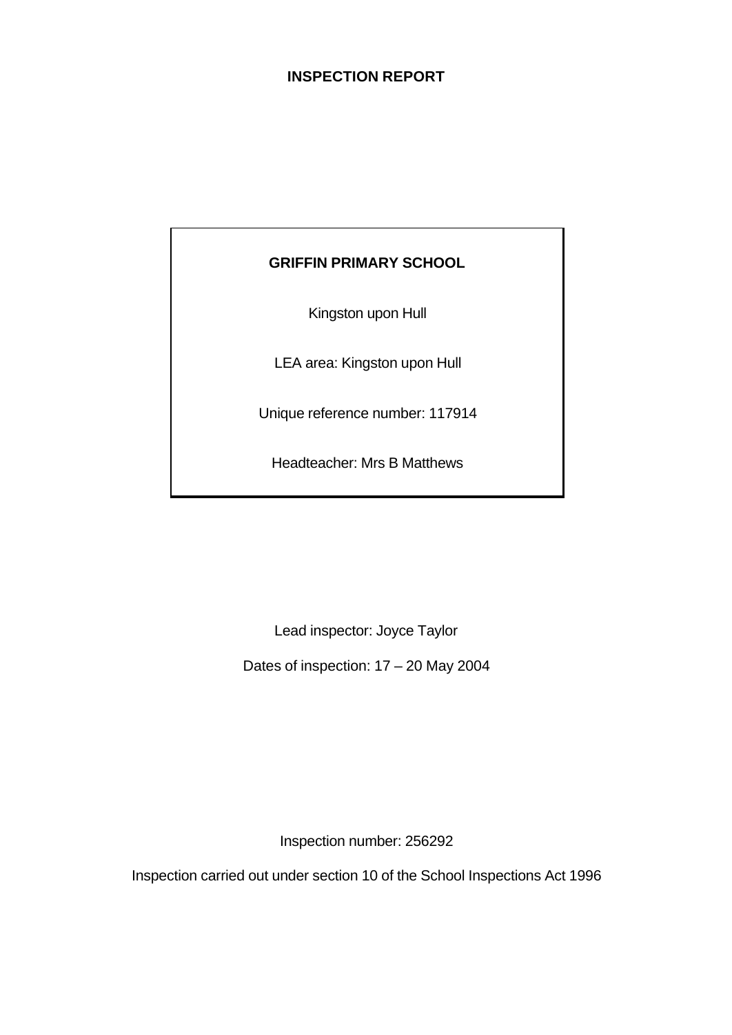# INSPECTION REPORT

**GRIFFIN PRIMARY SCHOOL**

Kingston upon Hull

LEA area: Kingston upon Hull

Unique reference number: 117914

Headteacher: Mrs B Matthews

Lead inspector: Joyce Taylor

Dates of inspection: 17 – 20 May 2004

Inspection number: 256292

Inspection carried out under section 10 of the School Inspections Act 1996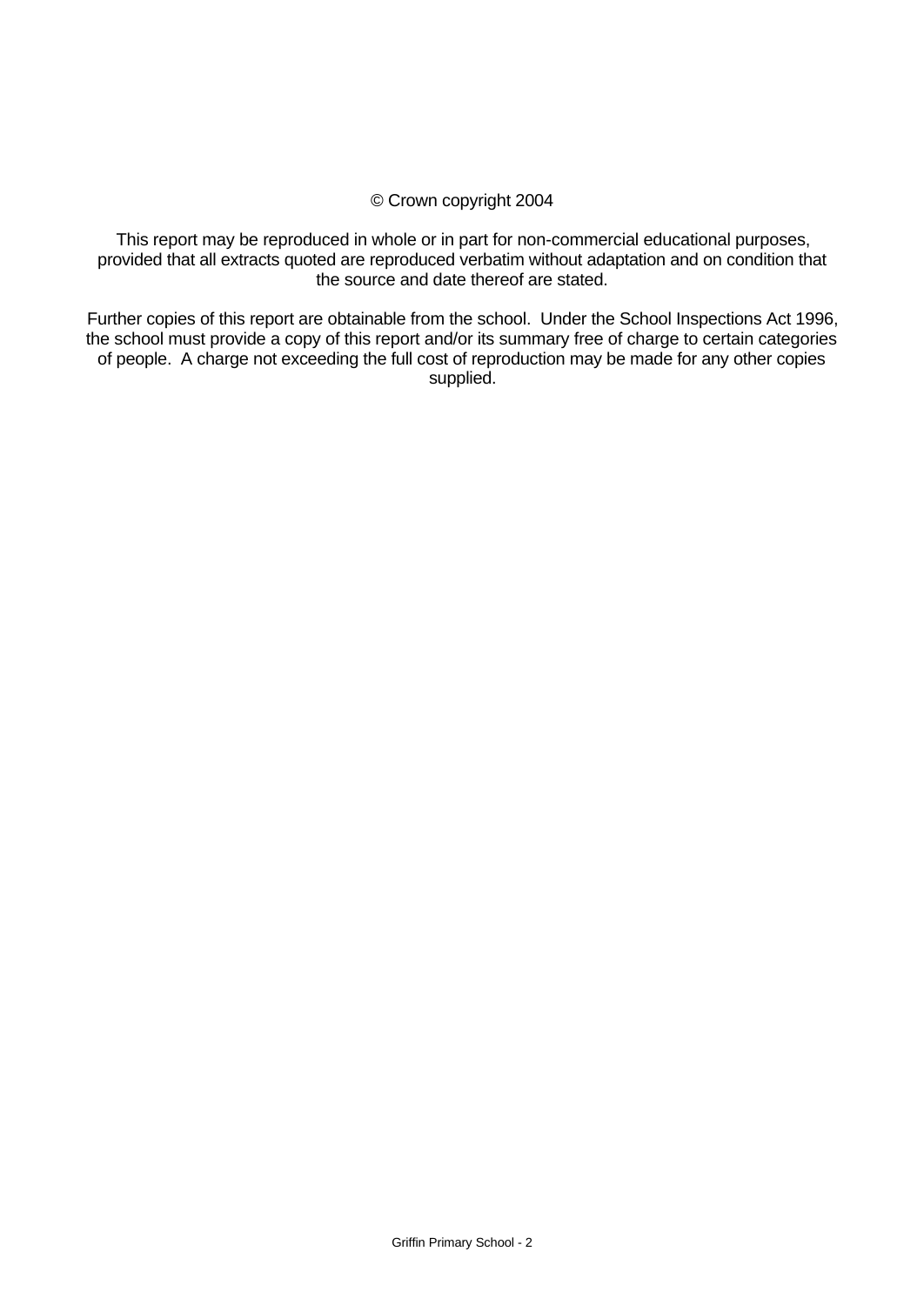© Crown copyright 2004

This report may be reproduced in whole or in part for non-commercial educational purposes, provided that all extracts quoted are reproduced verbatim without adaptation and on condition that the source and date thereof are stated.

Further copies of this report are obtainable from the school. Under the School Inspections Act 1996, the school must provide a copy of this report and/or its summary free of charge to certain categories of people. A charge not exceeding the full cost of reproduction may be made for any other copies supplied.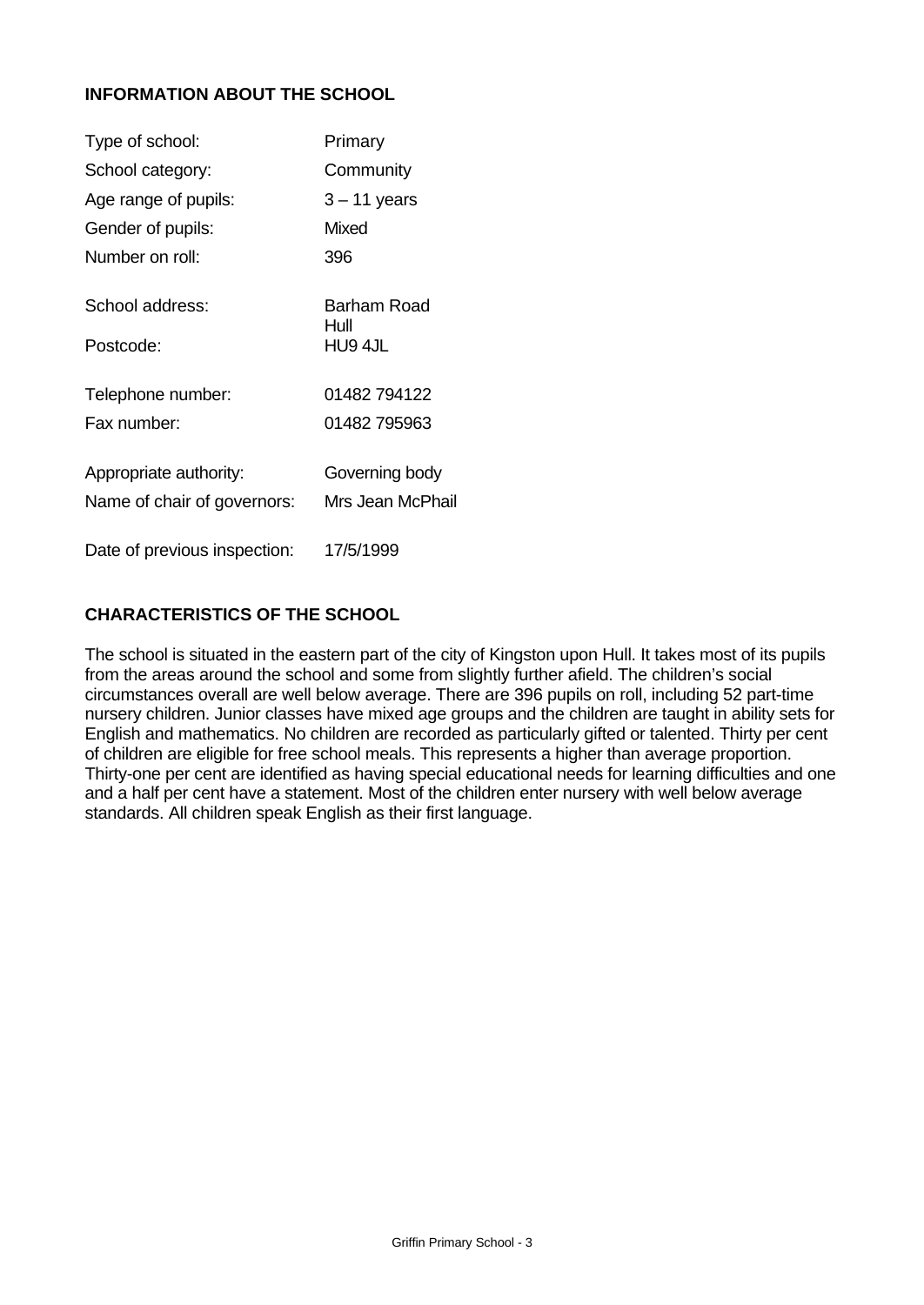## INFORMATION ABOUT THE SCHOOL

| | |
|---|---|
| Type of school: | Primary |
| School category: | Community |
| Age range of pupils: | 3 – 11 years |
| Gender of pupils: | Mixed |
| Number on roll: | 396 |
| School address: | Barham Road<br>Hull |
| Postcode: | HU9 4JL |
| Telephone number: | 01482 794122 |
| Fax number: | 01482 795963 |
| Appropriate authority: | Governing body |
| Name of chair of governors: | Mrs Jean McPhail |
| Date of previous inspection: | 17/5/1999 |

## CHARACTERISTICS OF THE SCHOOL

The school is situated in the eastern part of the city of Kingston upon Hull. It takes most of its pupils from the areas around the school and some from slightly further afield. The children's social circumstances overall are well below average. There are 396 pupils on roll, including 52 part-time nursery children. Junior classes have mixed age groups and the children are taught in ability sets for English and mathematics. No children are recorded as particularly gifted or talented. Thirty per cent of children are eligible for free school meals. This represents a higher than average proportion. Thirty-one per cent are identified as having special educational needs for learning difficulties and one and a half per cent have a statement. Most of the children enter nursery with well below average standards. All children speak English as their first language.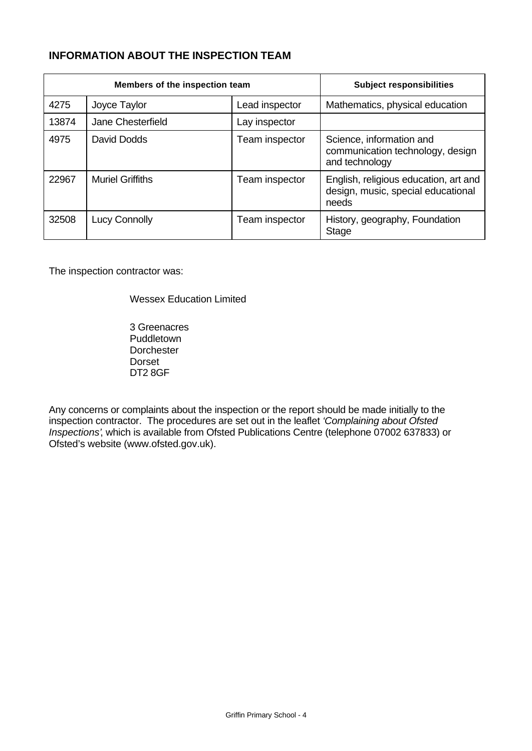## INFORMATION ABOUT THE INSPECTION TEAM

| Members of the inspection team | | | Subject responsibilities |
|---|---|---|---|
| 4275 | Joyce Taylor | Lead inspector | Mathematics, physical education |
| 13874 | Jane Chesterfield | Lay inspector | |
| 4975 | David Dodds | Team inspector | Science, information and communication technology, design and technology |
| 22967 | Muriel Griffiths | Team inspector | English, religious education, art and design, music, special educational needs |
| 32508 | Lucy Connolly | Team inspector | History, geography, Foundation Stage |

The inspection contractor was:

Wessex Education Limited

3 Greenacres
Puddletown
Dorchester
Dorset
DT2 8GF

Any concerns or complaints about the inspection or the report should be made initially to the inspection contractor. The procedures are set out in the leaflet *'Complaining about Ofsted Inspections'*, which is available from Ofsted Publications Centre (telephone 07002 637833) or Ofsted's website (www.ofsted.gov.uk).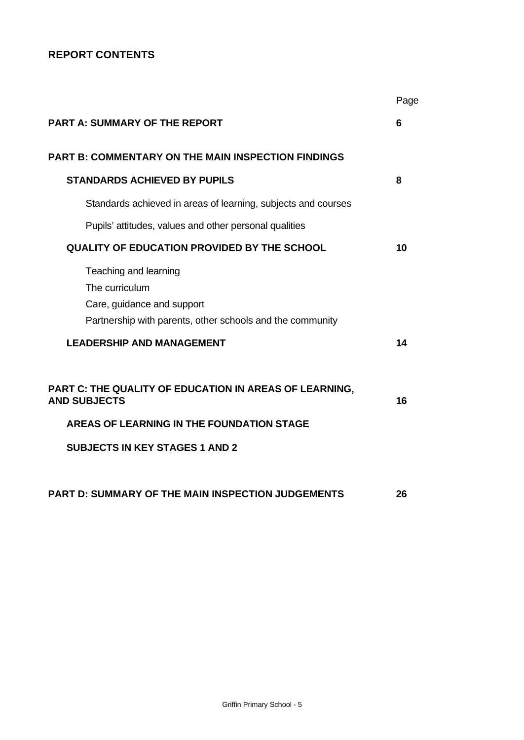## REPORT CONTENTS

| | Page |
|---|---|
| **PART A: SUMMARY OF THE REPORT** | **6** |
| **PART B: COMMENTARY ON THE MAIN INSPECTION FINDINGS** | |
| **STANDARDS ACHIEVED BY PUPILS** | **8** |
| Standards achieved in areas of learning, subjects and courses | |
| Pupils' attitudes, values and other personal qualities | |
| **QUALITY OF EDUCATION PROVIDED BY THE SCHOOL** | **10** |
| Teaching and learning | |
| The curriculum | |
| Care, guidance and support | |
| Partnership with parents, other schools and the community | |
| **LEADERSHIP AND MANAGEMENT** | **14** |
| **PART C: THE QUALITY OF EDUCATION IN AREAS OF LEARNING, AND SUBJECTS** | **16** |
| **AREAS OF LEARNING IN THE FOUNDATION STAGE** | |
| **SUBJECTS IN KEY STAGES 1 AND 2** | |
| **PART D: SUMMARY OF THE MAIN INSPECTION JUDGEMENTS** | **26** |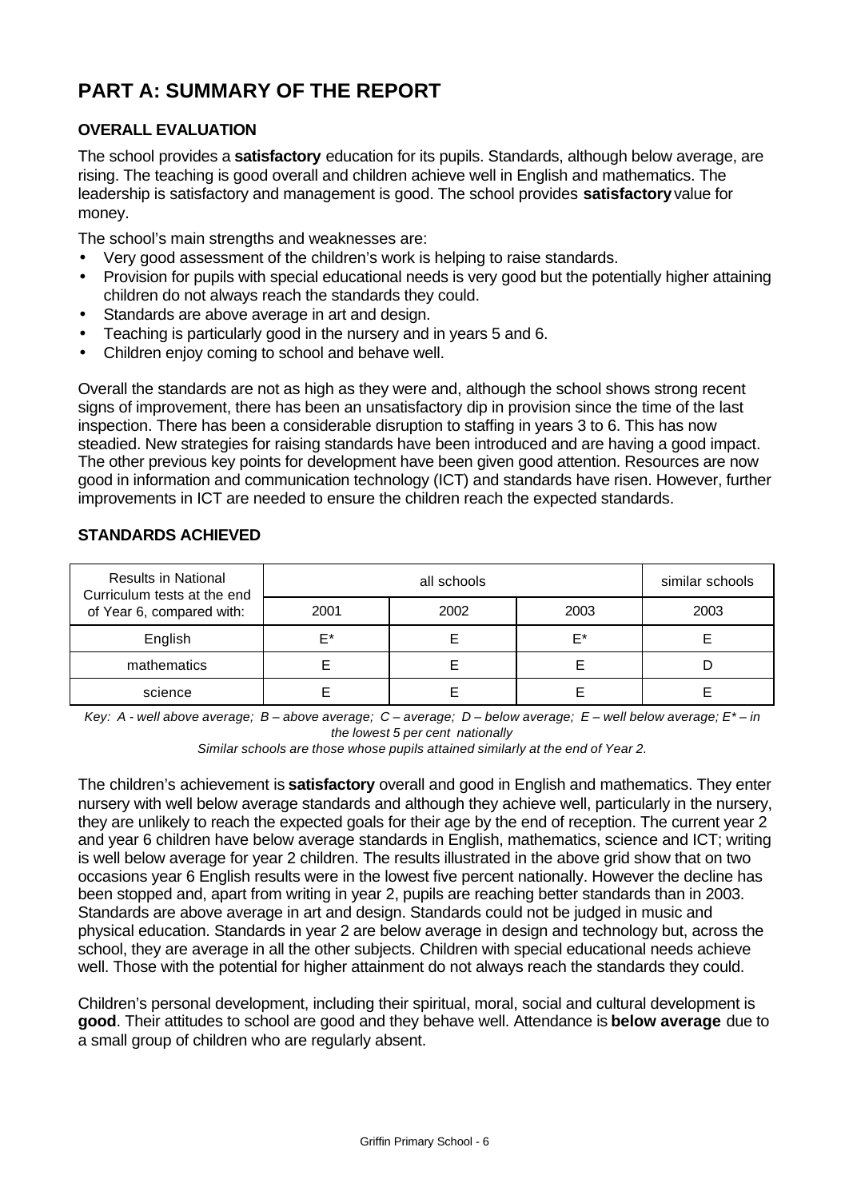# PART A: SUMMARY OF THE REPORT

## OVERALL EVALUATION

The school provides a **satisfactory** education for its pupils. Standards, although below average, are rising. The teaching is good overall and children achieve well in English and mathematics. The leadership is satisfactory and management is good. The school provides **satisfactory** value for money.

The school's main strengths and weaknesses are:

- Very good assessment of the children's work is helping to raise standards.
- Provision for pupils with special educational needs is very good but the potentially higher attaining children do not always reach the standards they could.
- Standards are above average in art and design.
- Teaching is particularly good in the nursery and in years 5 and 6.
- Children enjoy coming to school and behave well.

Overall the standards are not as high as they were and, although the school shows strong recent signs of improvement, there has been an unsatisfactory dip in provision since the time of the last inspection. There has been a considerable disruption to staffing in years 3 to 6. This has now steadied. New strategies for raising standards have been introduced and are having a good impact. The other previous key points for development have been given good attention. Resources are now good in information and communication technology (ICT) and standards have risen. However, further improvements in ICT are needed to ensure the children reach the expected standards.

## STANDARDS ACHIEVED

| Results in National Curriculum tests at the end of Year 6, compared with: | all schools | | | similar schools |
|---|---|---|---|---|
| | 2001 | 2002 | 2003 | 2003 |
| English | E* | E | E* | E |
| mathematics | E | E | E | D |
| science | E | E | E | E |

*Key: A - well above average; B – above average; C – average; D – below average; E – well below average; E* – in the lowest 5 per cent nationally*

*Similar schools are those whose pupils attained similarly at the end of Year 2.*

The children's achievement is **satisfactory** overall and good in English and mathematics. They enter nursery with well below average standards and although they achieve well, particularly in the nursery, they are unlikely to reach the expected goals for their age by the end of reception. The current year 2 and year 6 children have below average standards in English, mathematics, science and ICT; writing is well below average for year 2 children. The results illustrated in the above grid show that on two occasions year 6 English results were in the lowest five percent nationally. However the decline has been stopped and, apart from writing in year 2, pupils are reaching better standards than in 2003. Standards are above average in art and design. Standards could not be judged in music and physical education. Standards in year 2 are below average in design and technology but, across the school, they are average in all the other subjects. Children with special educational needs achieve well. Those with the potential for higher attainment do not always reach the standards they could.

Children's personal development, including their spiritual, moral, social and cultural development is **good**. Their attitudes to school are good and they behave well. Attendance is **below average** due to a small group of children who are regularly absent.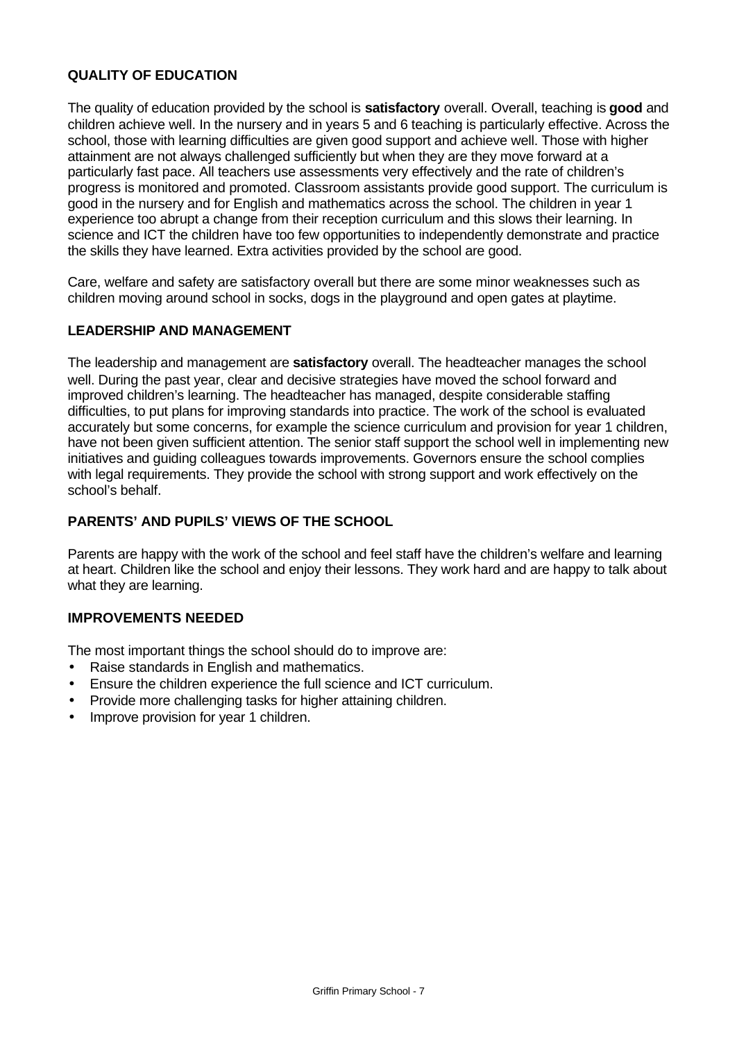### QUALITY OF EDUCATION

The quality of education provided by the school is **satisfactory** overall. Overall, teaching is **good** and children achieve well. In the nursery and in years 5 and 6 teaching is particularly effective. Across the school, those with learning difficulties are given good support and achieve well. Those with higher attainment are not always challenged sufficiently but when they are they move forward at a particularly fast pace. All teachers use assessments very effectively and the rate of children's progress is monitored and promoted. Classroom assistants provide good support. The curriculum is good in the nursery and for English and mathematics across the school. The children in year 1 experience too abrupt a change from their reception curriculum and this slows their learning. In science and ICT the children have too few opportunities to independently demonstrate and practice the skills they have learned. Extra activities provided by the school are good.

Care, welfare and safety are satisfactory overall but there are some minor weaknesses such as children moving around school in socks, dogs in the playground and open gates at playtime.

### LEADERSHIP AND MANAGEMENT

The leadership and management are **satisfactory** overall. The headteacher manages the school well. During the past year, clear and decisive strategies have moved the school forward and improved children's learning. The headteacher has managed, despite considerable staffing difficulties, to put plans for improving standards into practice. The work of the school is evaluated accurately but some concerns, for example the science curriculum and provision for year 1 children, have not been given sufficient attention. The senior staff support the school well in implementing new initiatives and guiding colleagues towards improvements. Governors ensure the school complies with legal requirements. They provide the school with strong support and work effectively on the school's behalf.

### PARENTS' AND PUPILS' VIEWS OF THE SCHOOL

Parents are happy with the work of the school and feel staff have the children's welfare and learning at heart. Children like the school and enjoy their lessons. They work hard and are happy to talk about what they are learning.

### IMPROVEMENTS NEEDED

The most important things the school should do to improve are:

- Raise standards in English and mathematics.
- Ensure the children experience the full science and ICT curriculum.
- Provide more challenging tasks for higher attaining children.
- Improve provision for year 1 children.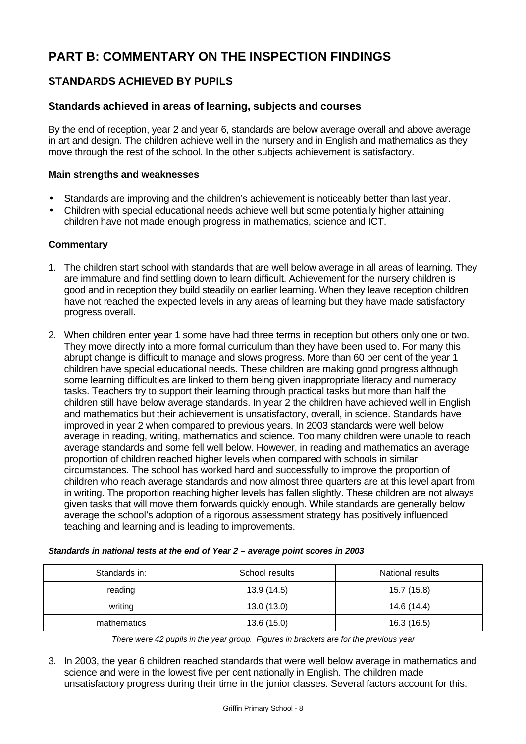# PART B: COMMENTARY ON THE INSPECTION FINDINGS

## STANDARDS ACHIEVED BY PUPILS

### Standards achieved in areas of learning, subjects and courses

By the end of reception, year 2 and year 6, standards are below average overall and above average in art and design. The children achieve well in the nursery and in English and mathematics as they move through the rest of the school. In the other subjects achievement is satisfactory.

**Main strengths and weaknesses**

- Standards are improving and the children's achievement is noticeably better than last year.
- Children with special educational needs achieve well but some potentially higher attaining children have not made enough progress in mathematics, science and ICT.

**Commentary**

1. The children start school with standards that are well below average in all areas of learning. They are immature and find settling down to learn difficult. Achievement for the nursery children is good and in reception they build steadily on earlier learning. When they leave reception children have not reached the expected levels in any areas of learning but they have made satisfactory progress overall.

2. When children enter year 1 some have had three terms in reception but others only one or two. They move directly into a more formal curriculum than they have been used to. For many this abrupt change is difficult to manage and slows progress. More than 60 per cent of the year 1 children have special educational needs. These children are making good progress although some learning difficulties are linked to them being given inappropriate literacy and numeracy tasks. Teachers try to support their learning through practical tasks but more than half the children still have below average standards. In year 2 the children have achieved well in English and mathematics but their achievement is unsatisfactory, overall, in science. Standards have improved in year 2 when compared to previous years. In 2003 standards were well below average in reading, writing, mathematics and science. Too many children were unable to reach average standards and some fell well below. However, in reading and mathematics an average proportion of children reached higher levels when compared with schools in similar circumstances. The school has worked hard and successfully to improve the proportion of children who reach average standards and now almost three quarters are at this level apart from in writing. The proportion reaching higher levels has fallen slightly. These children are not always given tasks that will move them forwards quickly enough. While standards are generally below average the school's adoption of a rigorous assessment strategy has positively influenced teaching and learning and is leading to improvements.

***Standards in national tests at the end of Year 2 – average point scores in 2003***

| Standards in: | School results | National results |
|---|---|---|
| reading | 13.9 (14.5) | 15.7 (15.8) |
| writing | 13.0 (13.0) | 14.6 (14.4) |
| mathematics | 13.6 (15.0) | 16.3 (16.5) |

*There were 42 pupils in the year group. Figures in brackets are for the previous year*

3. In 2003, the year 6 children reached standards that were well below average in mathematics and science and were in the lowest five per cent nationally in English. The children made unsatisfactory progress during their time in the junior classes. Several factors account for this.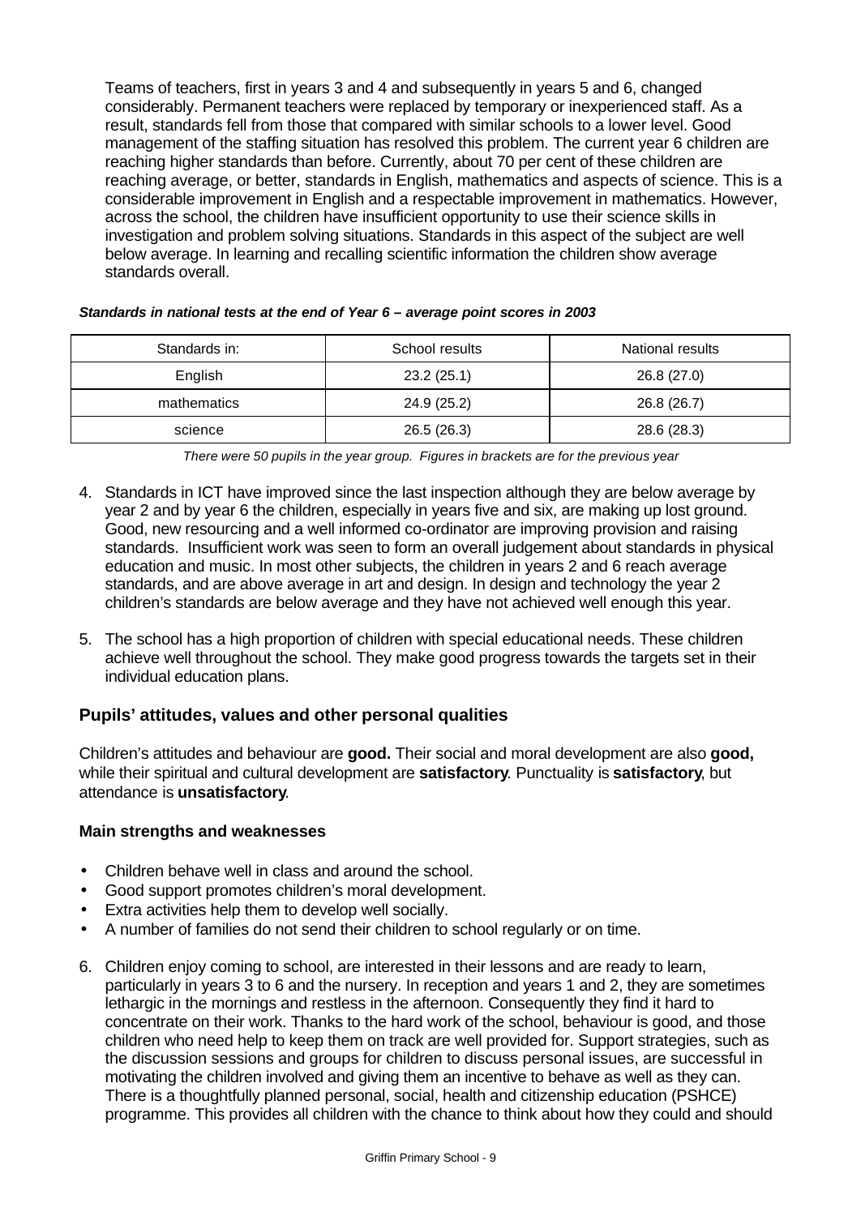Teams of teachers, first in years 3 and 4 and subsequently in years 5 and 6, changed considerably. Permanent teachers were replaced by temporary or inexperienced staff. As a result, standards fell from those that compared with similar schools to a lower level. Good management of the staffing situation has resolved this problem. The current year 6 children are reaching higher standards than before. Currently, about 70 per cent of these children are reaching average, or better, standards in English, mathematics and aspects of science. This is a considerable improvement in English and a respectable improvement in mathematics. However, across the school, the children have insufficient opportunity to use their science skills in investigation and problem solving situations. Standards in this aspect of the subject are well below average. In learning and recalling scientific information the children show average standards overall.

***Standards in national tests at the end of Year 6 – average point scores in 2003***

| Standards in: | School results | National results |
|---|---|---|
| English | 23.2 (25.1) | 26.8 (27.0) |
| mathematics | 24.9 (25.2) | 26.8 (26.7) |
| science | 26.5 (26.3) | 28.6 (28.3) |

*There were 50 pupils in the year group. Figures in brackets are for the previous year*

4. Standards in ICT have improved since the last inspection although they are below average by year 2 and by year 6 the children, especially in years five and six, are making up lost ground. Good, new resourcing and a well informed co-ordinator are improving provision and raising standards. Insufficient work was seen to form an overall judgement about standards in physical education and music. In most other subjects, the children in years 2 and 6 reach average standards, and are above average in art and design. In design and technology the year 2 children's standards are below average and they have not achieved well enough this year.

5. The school has a high proportion of children with special educational needs. These children achieve well throughout the school. They make good progress towards the targets set in their individual education plans.

## Pupils' attitudes, values and other personal qualities

Children's attitudes and behaviour are **good.** Their social and moral development are also **good,** while their spiritual and cultural development are **satisfactory**. Punctuality is **satisfactory**, but attendance is **unsatisfactory**.

### Main strengths and weaknesses

- Children behave well in class and around the school.
- Good support promotes children's moral development.
- Extra activities help them to develop well socially.
- A number of families do not send their children to school regularly or on time.

6. Children enjoy coming to school, are interested in their lessons and are ready to learn, particularly in years 3 to 6 and the nursery. In reception and years 1 and 2, they are sometimes lethargic in the mornings and restless in the afternoon. Consequently they find it hard to concentrate on their work. Thanks to the hard work of the school, behaviour is good, and those children who need help to keep them on track are well provided for. Support strategies, such as the discussion sessions and groups for children to discuss personal issues, are successful in motivating the children involved and giving them an incentive to behave as well as they can. There is a thoughtfully planned personal, social, health and citizenship education (PSHCE) programme. This provides all children with the chance to think about how they could and should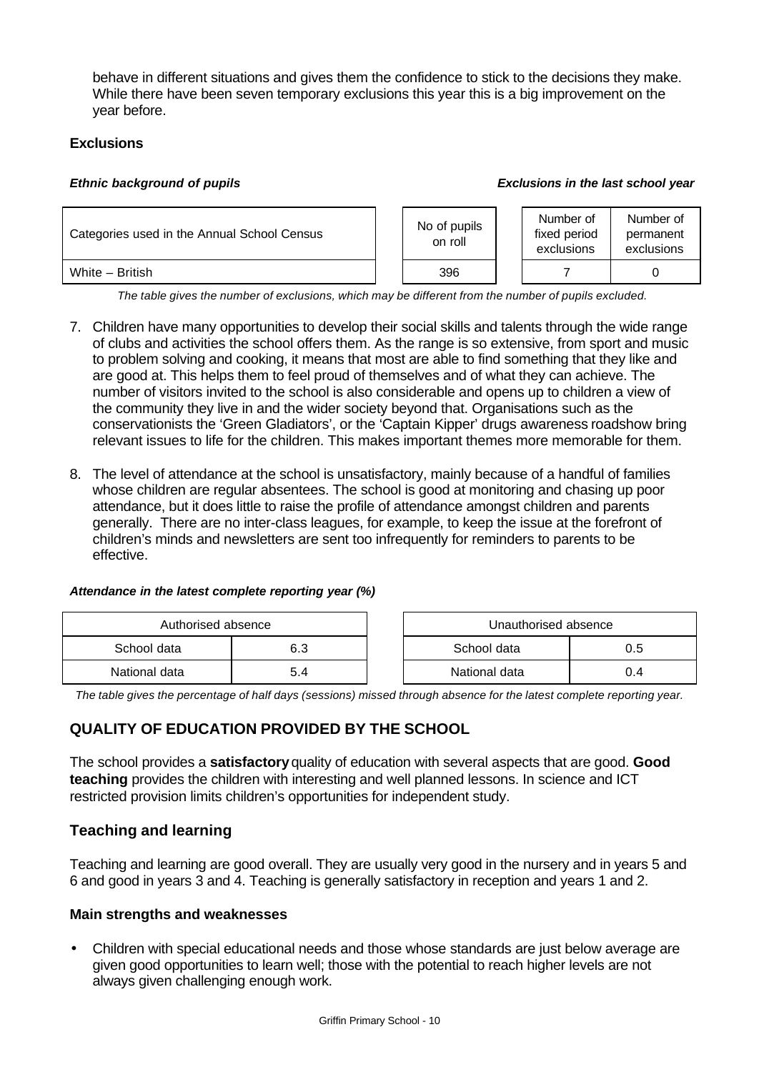behave in different situations and gives them the confidence to stick to the decisions they make. While there have been seven temporary exclusions this year this is a big improvement on the year before.

**Exclusions**

***Ethnic background of pupils*** ***Exclusions in the last school year***

| Categories used in the Annual School Census | No of pupils on roll | Number of fixed period exclusions | Number of permanent exclusions |
|---|---|---|---|
| White – British | 396 | 7 | 0 |

*The table gives the number of exclusions, which may be different from the number of pupils excluded.*

7. Children have many opportunities to develop their social skills and talents through the wide range of clubs and activities the school offers them. As the range is so extensive, from sport and music to problem solving and cooking, it means that most are able to find something that they like and are good at. This helps them to feel proud of themselves and of what they can achieve. The number of visitors invited to the school is also considerable and opens up to children a view of the community they live in and the wider society beyond that. Organisations such as the conservationists the 'Green Gladiators', or the 'Captain Kipper' drugs awareness roadshow bring relevant issues to life for the children. This makes important themes more memorable for them.

8. The level of attendance at the school is unsatisfactory, mainly because of a handful of families whose children are regular absentees. The school is good at monitoring and chasing up poor attendance, but it does little to raise the profile of attendance amongst children and parents generally. There are no inter-class leagues, for example, to keep the issue at the forefront of children's minds and newsletters are sent too infrequently for reminders to parents to be effective.

***Attendance in the latest complete reporting year (%)***

| Authorised absence | | Unauthorised absence | |
|---|---|---|---|
| School data | 6.3 | School data | 0.5 |
| National data | 5.4 | National data | 0.4 |

*The table gives the percentage of half days (sessions) missed through absence for the latest complete reporting year.*

## QUALITY OF EDUCATION PROVIDED BY THE SCHOOL

The school provides a **satisfactory** quality of education with several aspects that are good. **Good teaching** provides the children with interesting and well planned lessons. In science and ICT restricted provision limits children's opportunities for independent study.

### Teaching and learning

Teaching and learning are good overall. They are usually very good in the nursery and in years 5 and 6 and good in years 3 and 4. Teaching is generally satisfactory in reception and years 1 and 2.

**Main strengths and weaknesses**

- Children with special educational needs and those whose standards are just below average are given good opportunities to learn well; those with the potential to reach higher levels are not always given challenging enough work.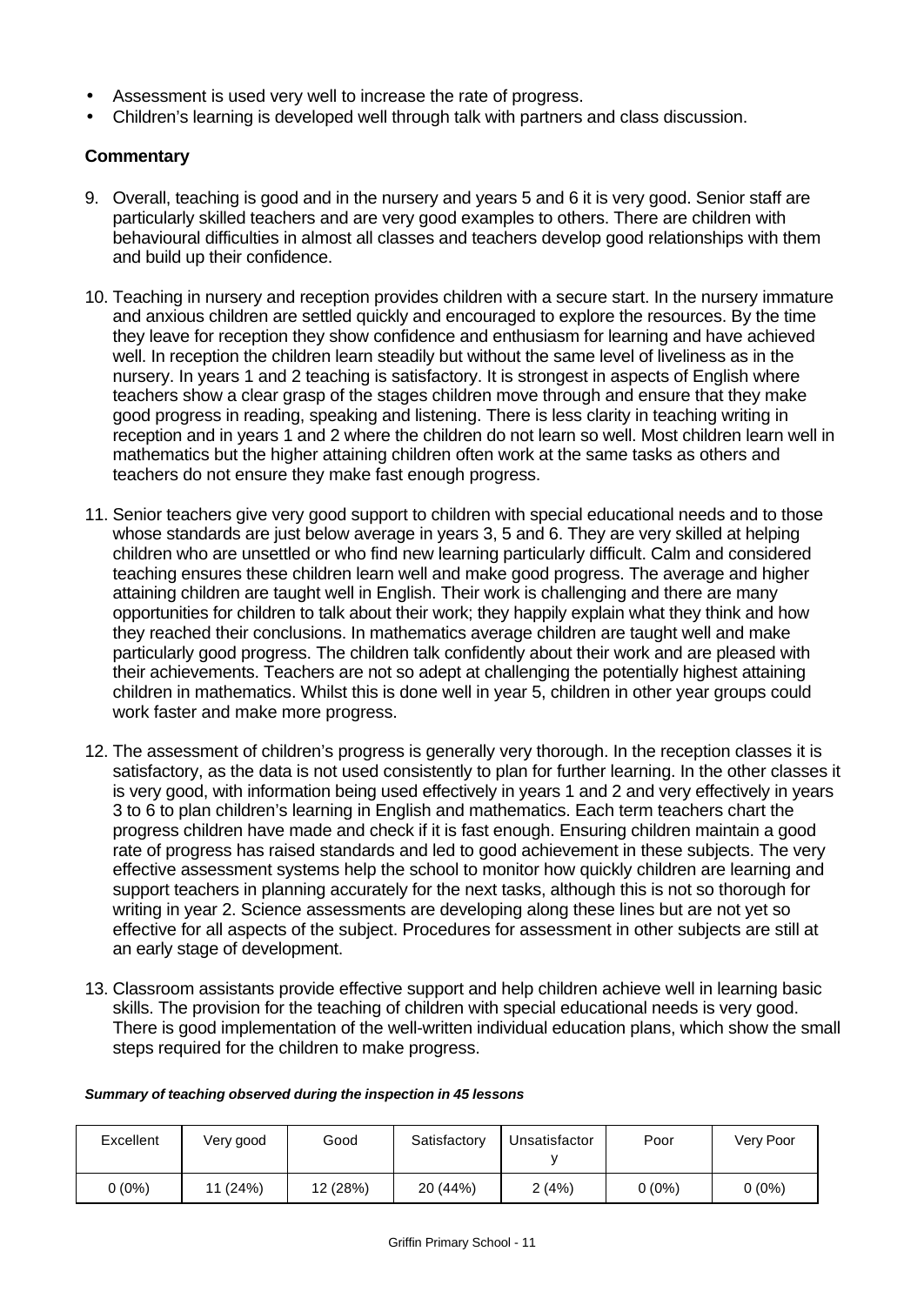- Assessment is used very well to increase the rate of progress.
- Children's learning is developed well through talk with partners and class discussion.

**Commentary**

9. Overall, teaching is good and in the nursery and years 5 and 6 it is very good. Senior staff are particularly skilled teachers and are very good examples to others. There are children with behavioural difficulties in almost all classes and teachers develop good relationships with them and build up their confidence.

10. Teaching in nursery and reception provides children with a secure start. In the nursery immature and anxious children are settled quickly and encouraged to explore the resources. By the time they leave for reception they show confidence and enthusiasm for learning and have achieved well. In reception the children learn steadily but without the same level of liveliness as in the nursery. In years 1 and 2 teaching is satisfactory. It is strongest in aspects of English where teachers show a clear grasp of the stages children move through and ensure that they make good progress in reading, speaking and listening. There is less clarity in teaching writing in reception and in years 1 and 2 where the children do not learn so well. Most children learn well in mathematics but the higher attaining children often work at the same tasks as others and teachers do not ensure they make fast enough progress.

11. Senior teachers give very good support to children with special educational needs and to those whose standards are just below average in years 3, 5 and 6. They are very skilled at helping children who are unsettled or who find new learning particularly difficult. Calm and considered teaching ensures these children learn well and make good progress. The average and higher attaining children are taught well in English. Their work is challenging and there are many opportunities for children to talk about their work; they happily explain what they think and how they reached their conclusions. In mathematics average children are taught well and make particularly good progress. The children talk confidently about their work and are pleased with their achievements. Teachers are not so adept at challenging the potentially highest attaining children in mathematics. Whilst this is done well in year 5, children in other year groups could work faster and make more progress.

12. The assessment of children's progress is generally very thorough. In the reception classes it is satisfactory, as the data is not used consistently to plan for further learning. In the other classes it is very good, with information being used effectively in years 1 and 2 and very effectively in years 3 to 6 to plan children's learning in English and mathematics. Each term teachers chart the progress children have made and check if it is fast enough. Ensuring children maintain a good rate of progress has raised standards and led to good achievement in these subjects. The very effective assessment systems help the school to monitor how quickly children are learning and support teachers in planning accurately for the next tasks, although this is not so thorough for writing in year 2. Science assessments are developing along these lines but are not yet so effective for all aspects of the subject. Procedures for assessment in other subjects are still at an early stage of development.

13. Classroom assistants provide effective support and help children achieve well in learning basic skills. The provision for the teaching of children with special educational needs is very good. There is good implementation of the well-written individual education plans, which show the small steps required for the children to make progress.

***Summary of teaching observed during the inspection in 45 lessons***

| Excellent | Very good | Good | Satisfactory | Unsatisfactory | Poor | Very Poor |
|---|---|---|---|---|---|---|
| 0 (0%) | 11 (24%) | 12 (28%) | 20 (44%) | 2 (4%) | 0 (0%) | 0 (0%) |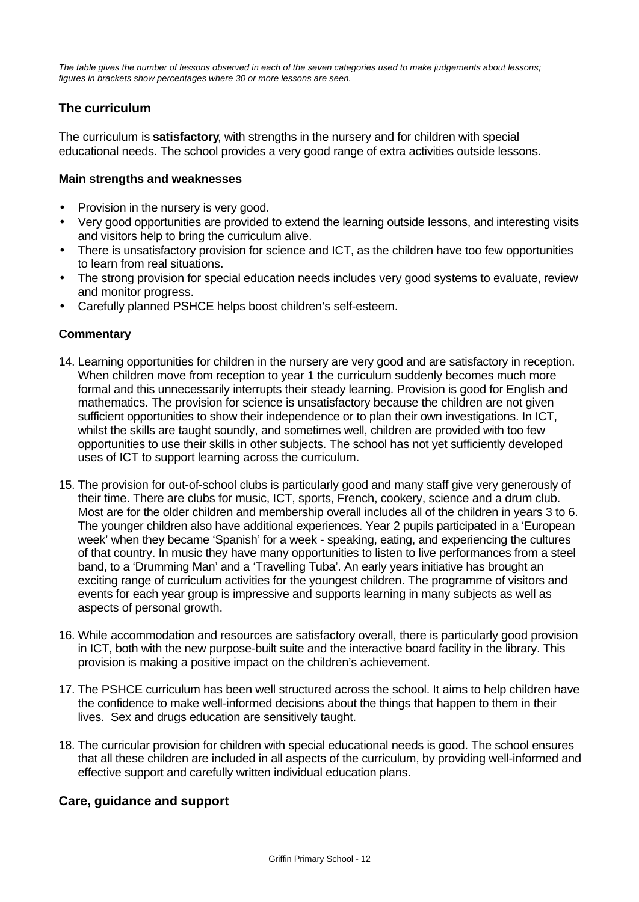*The table gives the number of lessons observed in each of the seven categories used to make judgements about lessons; figures in brackets show percentages where 30 or more lessons are seen.*

### The curriculum

The curriculum is **satisfactory**, with strengths in the nursery and for children with special educational needs. The school provides a very good range of extra activities outside lessons.

#### Main strengths and weaknesses

- Provision in the nursery is very good.
- Very good opportunities are provided to extend the learning outside lessons, and interesting visits and visitors help to bring the curriculum alive.
- There is unsatisfactory provision for science and ICT, as the children have too few opportunities to learn from real situations.
- The strong provision for special education needs includes very good systems to evaluate, review and monitor progress.
- Carefully planned PSHCE helps boost children's self-esteem.

#### Commentary

14. Learning opportunities for children in the nursery are very good and are satisfactory in reception. When children move from reception to year 1 the curriculum suddenly becomes much more formal and this unnecessarily interrupts their steady learning. Provision is good for English and mathematics. The provision for science is unsatisfactory because the children are not given sufficient opportunities to show their independence or to plan their own investigations. In ICT, whilst the skills are taught soundly, and sometimes well, children are provided with too few opportunities to use their skills in other subjects. The school has not yet sufficiently developed uses of ICT to support learning across the curriculum.

15. The provision for out-of-school clubs is particularly good and many staff give very generously of their time. There are clubs for music, ICT, sports, French, cookery, science and a drum club. Most are for the older children and membership overall includes all of the children in years 3 to 6. The younger children also have additional experiences. Year 2 pupils participated in a 'European week' when they became 'Spanish' for a week - speaking, eating, and experiencing the cultures of that country. In music they have many opportunities to listen to live performances from a steel band, to a 'Drumming Man' and a 'Travelling Tuba'. An early years initiative has brought an exciting range of curriculum activities for the youngest children. The programme of visitors and events for each year group is impressive and supports learning in many subjects as well as aspects of personal growth.

16. While accommodation and resources are satisfactory overall, there is particularly good provision in ICT, both with the new purpose-built suite and the interactive board facility in the library. This provision is making a positive impact on the children's achievement.

17. The PSHCE curriculum has been well structured across the school. It aims to help children have the confidence to make well-informed decisions about the things that happen to them in their lives. Sex and drugs education are sensitively taught.

18. The curricular provision for children with special educational needs is good. The school ensures that all these children are included in all aspects of the curriculum, by providing well-informed and effective support and carefully written individual education plans.

### Care, guidance and support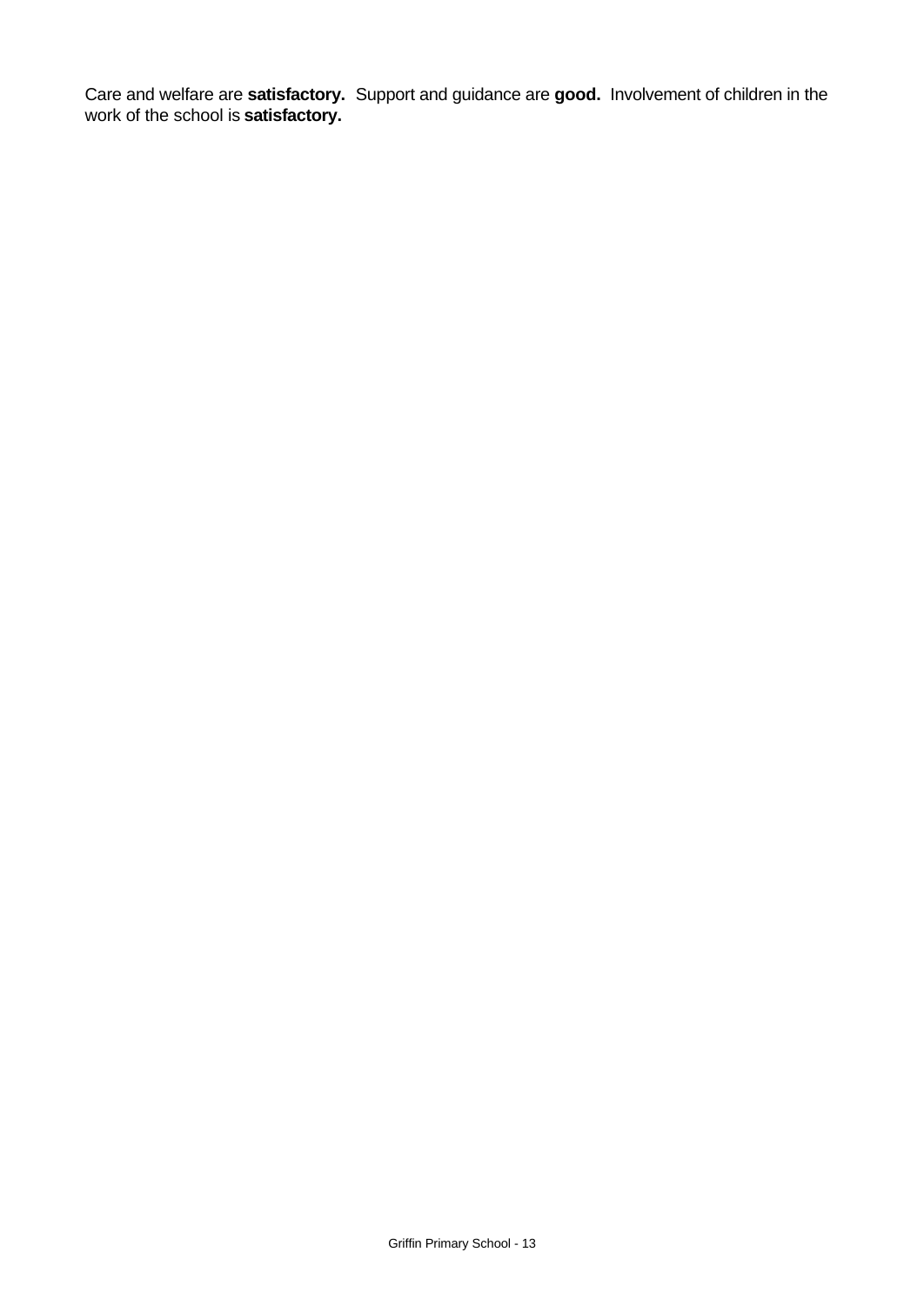Care and welfare are **satisfactory.** Support and guidance are **good.** Involvement of children in the work of the school is **satisfactory.**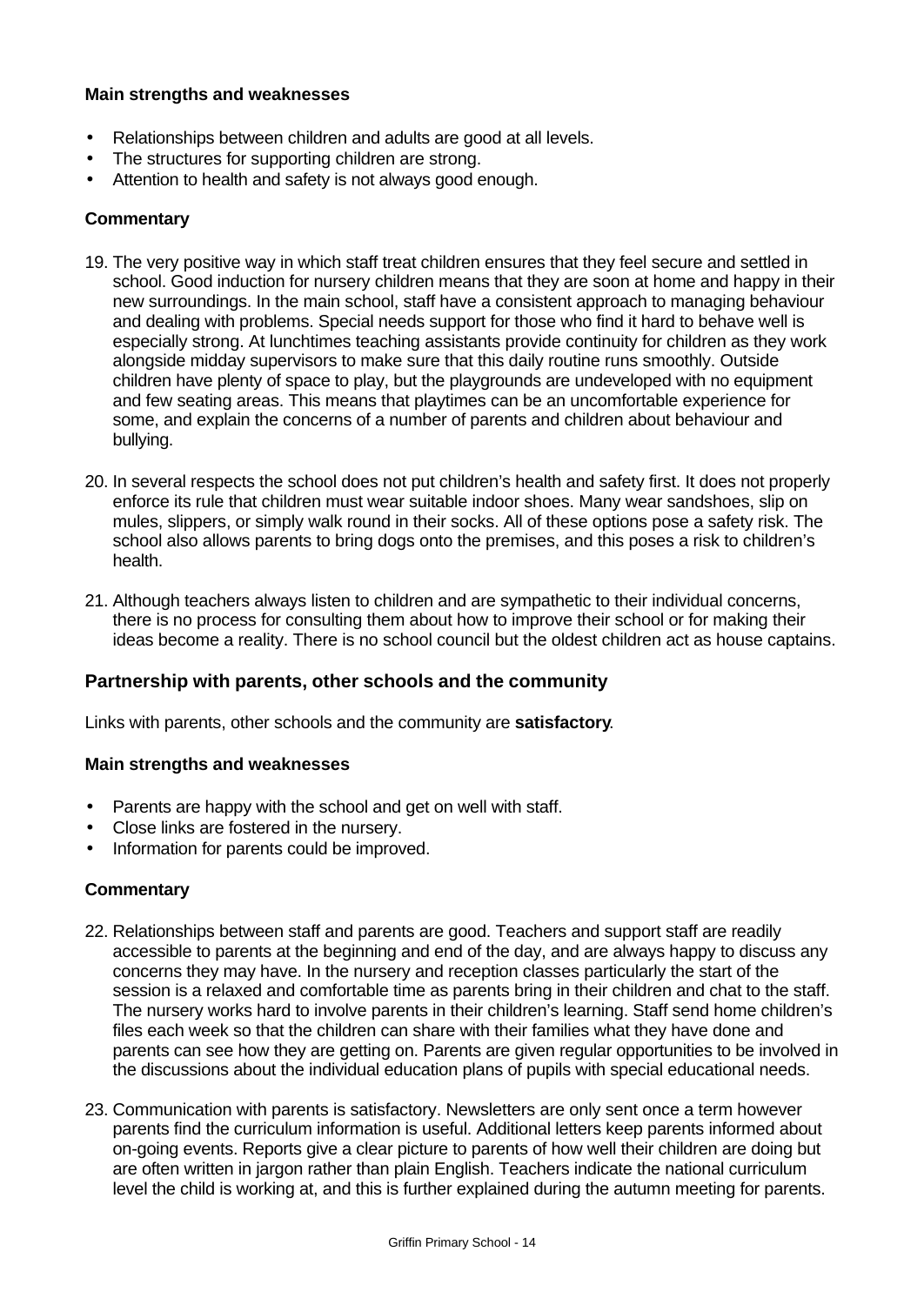### Main strengths and weaknesses

- Relationships between children and adults are good at all levels.
- The structures for supporting children are strong.
- Attention to health and safety is not always good enough.

### Commentary

19. The very positive way in which staff treat children ensures that they feel secure and settled in school. Good induction for nursery children means that they are soon at home and happy in their new surroundings. In the main school, staff have a consistent approach to managing behaviour and dealing with problems. Special needs support for those who find it hard to behave well is especially strong. At lunchtimes teaching assistants provide continuity for children as they work alongside midday supervisors to make sure that this daily routine runs smoothly. Outside children have plenty of space to play, but the playgrounds are undeveloped with no equipment and few seating areas. This means that playtimes can be an uncomfortable experience for some, and explain the concerns of a number of parents and children about behaviour and bullying.

20. In several respects the school does not put children's health and safety first. It does not properly enforce its rule that children must wear suitable indoor shoes. Many wear sandshoes, slip on mules, slippers, or simply walk round in their socks. All of these options pose a safety risk. The school also allows parents to bring dogs onto the premises, and this poses a risk to children's health.

21. Although teachers always listen to children and are sympathetic to their individual concerns, there is no process for consulting them about how to improve their school or for making their ideas become a reality. There is no school council but the oldest children act as house captains.

## Partnership with parents, other schools and the community

Links with parents, other schools and the community are **satisfactory**.

### Main strengths and weaknesses

- Parents are happy with the school and get on well with staff.
- Close links are fostered in the nursery.
- Information for parents could be improved.

### Commentary

22. Relationships between staff and parents are good. Teachers and support staff are readily accessible to parents at the beginning and end of the day, and are always happy to discuss any concerns they may have. In the nursery and reception classes particularly the start of the session is a relaxed and comfortable time as parents bring in their children and chat to the staff. The nursery works hard to involve parents in their children's learning. Staff send home children's files each week so that the children can share with their families what they have done and parents can see how they are getting on. Parents are given regular opportunities to be involved in the discussions about the individual education plans of pupils with special educational needs.

23. Communication with parents is satisfactory. Newsletters are only sent once a term however parents find the curriculum information is useful. Additional letters keep parents informed about on-going events. Reports give a clear picture to parents of how well their children are doing but are often written in jargon rather than plain English. Teachers indicate the national curriculum level the child is working at, and this is further explained during the autumn meeting for parents.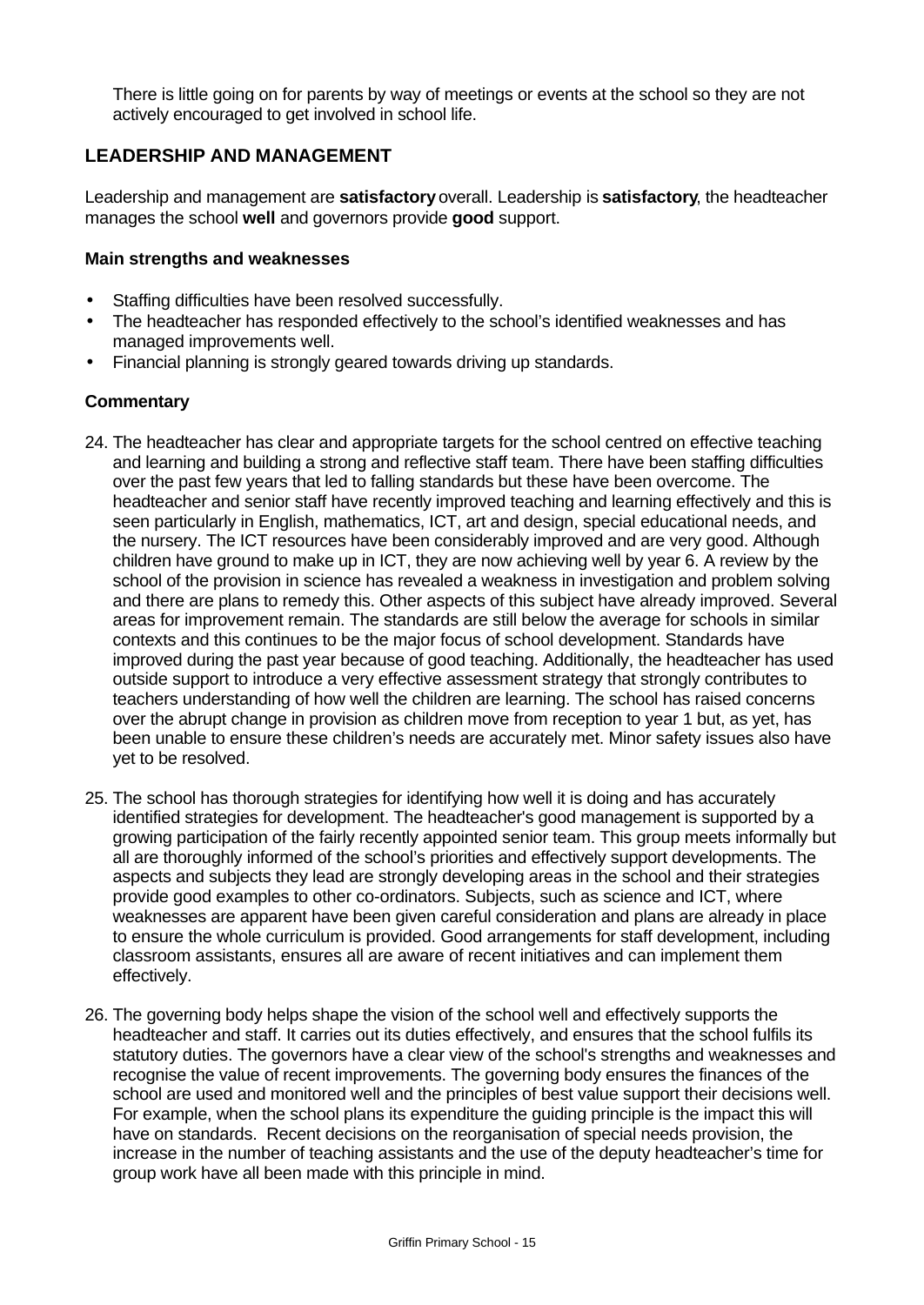There is little going on for parents by way of meetings or events at the school so they are not actively encouraged to get involved in school life.

## LEADERSHIP AND MANAGEMENT

Leadership and management are **satisfactory** overall. Leadership is **satisfactory**, the headteacher manages the school **well** and governors provide **good** support.

### Main strengths and weaknesses

- Staffing difficulties have been resolved successfully.
- The headteacher has responded effectively to the school's identified weaknesses and has managed improvements well.
- Financial planning is strongly geared towards driving up standards.

### Commentary

24. The headteacher has clear and appropriate targets for the school centred on effective teaching and learning and building a strong and reflective staff team. There have been staffing difficulties over the past few years that led to falling standards but these have been overcome. The headteacher and senior staff have recently improved teaching and learning effectively and this is seen particularly in English, mathematics, ICT, art and design, special educational needs, and the nursery. The ICT resources have been considerably improved and are very good. Although children have ground to make up in ICT, they are now achieving well by year 6. A review by the school of the provision in science has revealed a weakness in investigation and problem solving and there are plans to remedy this. Other aspects of this subject have already improved. Several areas for improvement remain. The standards are still below the average for schools in similar contexts and this continues to be the major focus of school development. Standards have improved during the past year because of good teaching. Additionally, the headteacher has used outside support to introduce a very effective assessment strategy that strongly contributes to teachers understanding of how well the children are learning. The school has raised concerns over the abrupt change in provision as children move from reception to year 1 but, as yet, has been unable to ensure these children's needs are accurately met. Minor safety issues also have yet to be resolved.

25. The school has thorough strategies for identifying how well it is doing and has accurately identified strategies for development. The headteacher's good management is supported by a growing participation of the fairly recently appointed senior team. This group meets informally but all are thoroughly informed of the school's priorities and effectively support developments. The aspects and subjects they lead are strongly developing areas in the school and their strategies provide good examples to other co-ordinators. Subjects, such as science and ICT, where weaknesses are apparent have been given careful consideration and plans are already in place to ensure the whole curriculum is provided. Good arrangements for staff development, including classroom assistants, ensures all are aware of recent initiatives and can implement them effectively.

26. The governing body helps shape the vision of the school well and effectively supports the headteacher and staff. It carries out its duties effectively, and ensures that the school fulfils its statutory duties. The governors have a clear view of the school's strengths and weaknesses and recognise the value of recent improvements. The governing body ensures the finances of the school are used and monitored well and the principles of best value support their decisions well. For example, when the school plans its expenditure the guiding principle is the impact this will have on standards. Recent decisions on the reorganisation of special needs provision, the increase in the number of teaching assistants and the use of the deputy headteacher's time for group work have all been made with this principle in mind.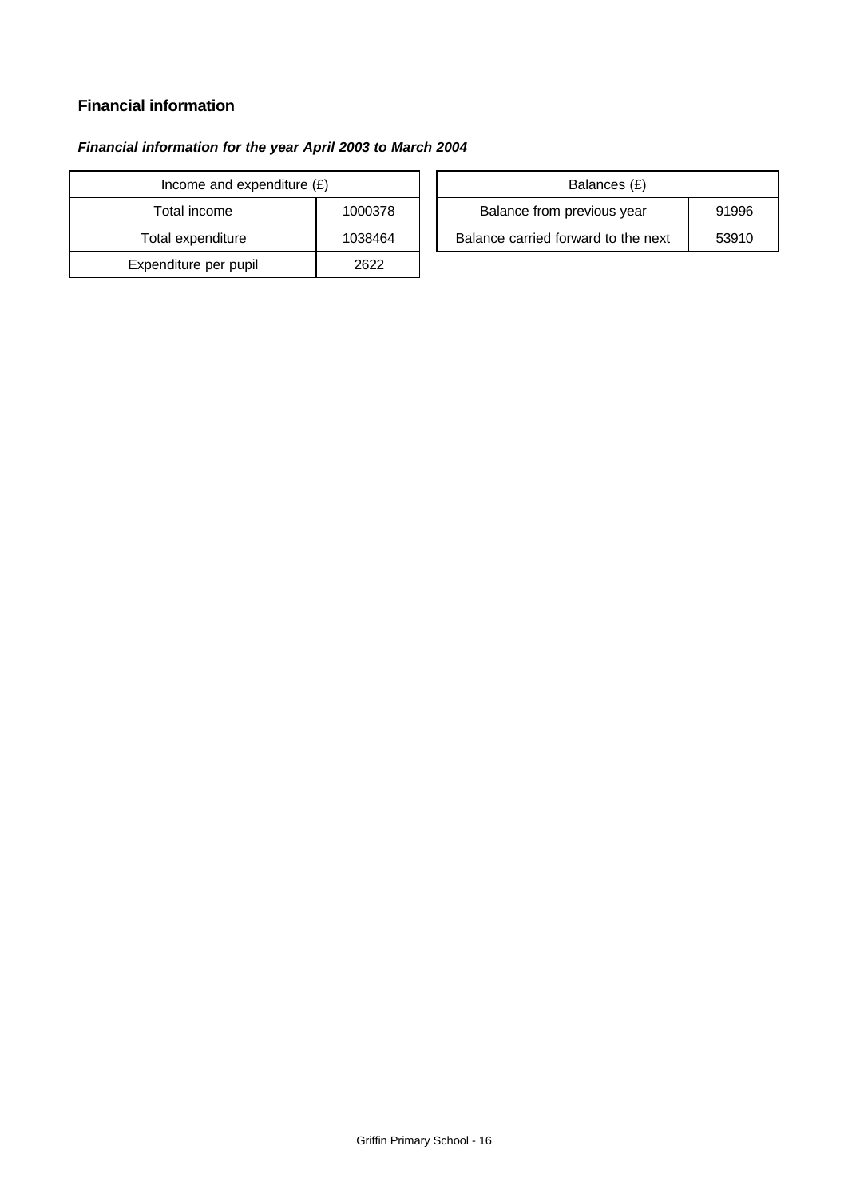## Financial information

***Financial information for the year April 2003 to March 2004***

| Income and expenditure (£) | |
|---|---|
| Total income | 1000378 |
| Total expenditure | 1038464 |
| Expenditure per pupil | 2622 |

| Balances (£) | |
|---|---|
| Balance from previous year | 91996 |
| Balance carried forward to the next | 53910 |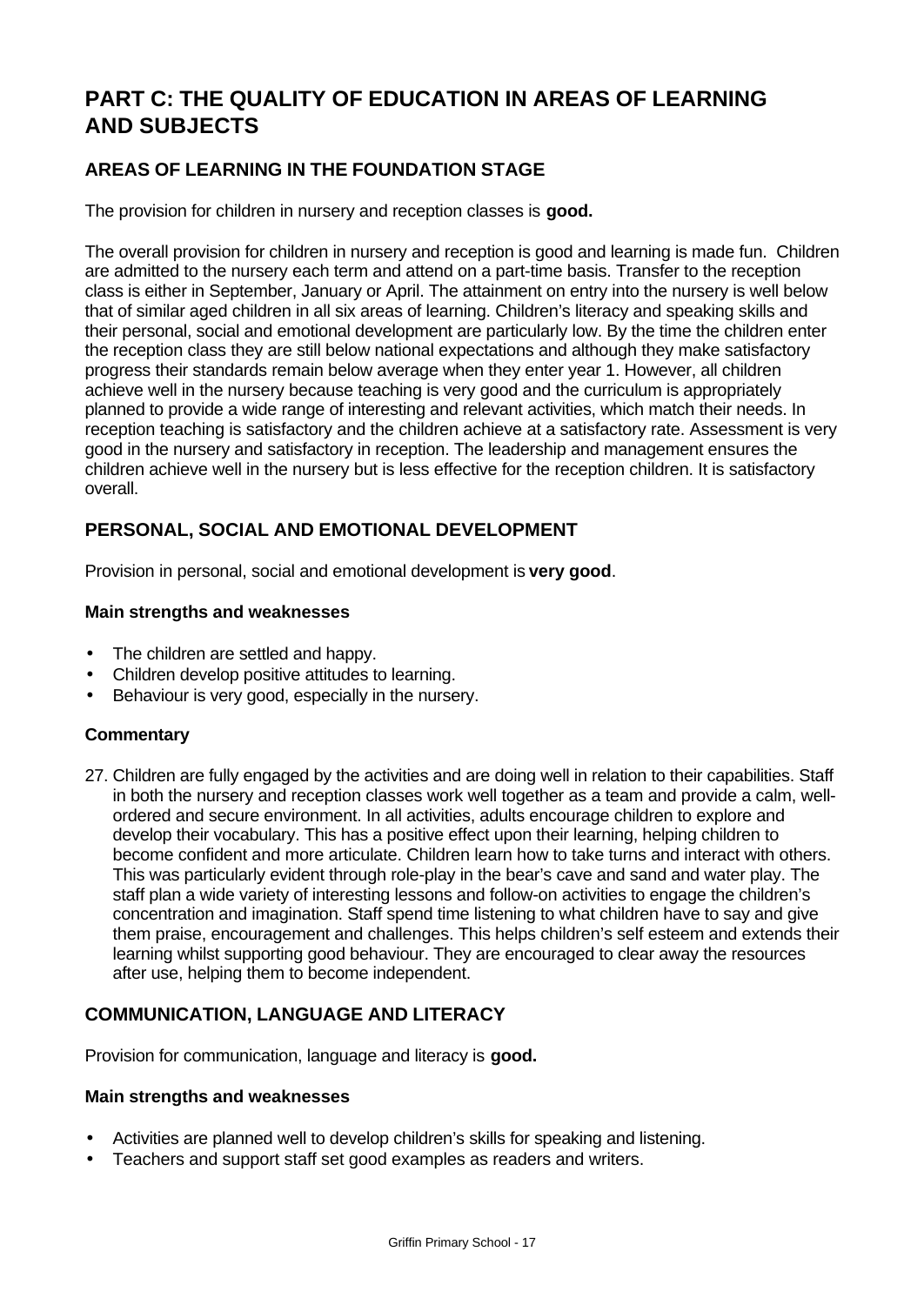# PART C: THE QUALITY OF EDUCATION IN AREAS OF LEARNING AND SUBJECTS

## AREAS OF LEARNING IN THE FOUNDATION STAGE

The provision for children in nursery and reception classes is **good.**

The overall provision for children in nursery and reception is good and learning is made fun. Children are admitted to the nursery each term and attend on a part-time basis. Transfer to the reception class is either in September, January or April. The attainment on entry into the nursery is well below that of similar aged children in all six areas of learning. Children's literacy and speaking skills and their personal, social and emotional development are particularly low. By the time the children enter the reception class they are still below national expectations and although they make satisfactory progress their standards remain below average when they enter year 1. However, all children achieve well in the nursery because teaching is very good and the curriculum is appropriately planned to provide a wide range of interesting and relevant activities, which match their needs. In reception teaching is satisfactory and the children achieve at a satisfactory rate. Assessment is very good in the nursery and satisfactory in reception. The leadership and management ensures the children achieve well in the nursery but is less effective for the reception children. It is satisfactory overall.

## PERSONAL, SOCIAL AND EMOTIONAL DEVELOPMENT

Provision in personal, social and emotional development is **very good**.

### Main strengths and weaknesses

- The children are settled and happy.
- Children develop positive attitudes to learning.
- Behaviour is very good, especially in the nursery.

### Commentary

27. Children are fully engaged by the activities and are doing well in relation to their capabilities. Staff in both the nursery and reception classes work well together as a team and provide a calm, well-ordered and secure environment. In all activities, adults encourage children to explore and develop their vocabulary. This has a positive effect upon their learning, helping children to become confident and more articulate. Children learn how to take turns and interact with others. This was particularly evident through role-play in the bear's cave and sand and water play. The staff plan a wide variety of interesting lessons and follow-on activities to engage the children's concentration and imagination. Staff spend time listening to what children have to say and give them praise, encouragement and challenges. This helps children's self esteem and extends their learning whilst supporting good behaviour. They are encouraged to clear away the resources after use, helping them to become independent.

## COMMUNICATION, LANGUAGE AND LITERACY

Provision for communication, language and literacy is **good.**

### Main strengths and weaknesses

- Activities are planned well to develop children's skills for speaking and listening.
- Teachers and support staff set good examples as readers and writers.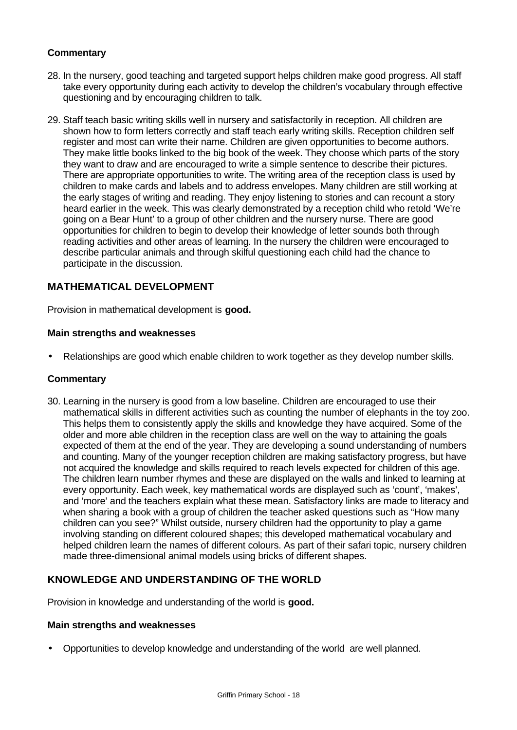### Commentary

28. In the nursery, good teaching and targeted support helps children make good progress. All staff take every opportunity during each activity to develop the children's vocabulary through effective questioning and by encouraging children to talk.

29. Staff teach basic writing skills well in nursery and satisfactorily in reception. All children are shown how to form letters correctly and staff teach early writing skills. Reception children self register and most can write their name. Children are given opportunities to become authors. They make little books linked to the big book of the week. They choose which parts of the story they want to draw and are encouraged to write a simple sentence to describe their pictures. There are appropriate opportunities to write. The writing area of the reception class is used by children to make cards and labels and to address envelopes. Many children are still working at the early stages of writing and reading. They enjoy listening to stories and can recount a story heard earlier in the week. This was clearly demonstrated by a reception child who retold 'We're going on a Bear Hunt' to a group of other children and the nursery nurse. There are good opportunities for children to begin to develop their knowledge of letter sounds both through reading activities and other areas of learning. In the nursery the children were encouraged to describe particular animals and through skilful questioning each child had the chance to participate in the discussion.

## MATHEMATICAL DEVELOPMENT

Provision in mathematical development is **good.**

### Main strengths and weaknesses

- Relationships are good which enable children to work together as they develop number skills.

### Commentary

30. Learning in the nursery is good from a low baseline. Children are encouraged to use their mathematical skills in different activities such as counting the number of elephants in the toy zoo. This helps them to consistently apply the skills and knowledge they have acquired. Some of the older and more able children in the reception class are well on the way to attaining the goals expected of them at the end of the year. They are developing a sound understanding of numbers and counting. Many of the younger reception children are making satisfactory progress, but have not acquired the knowledge and skills required to reach levels expected for children of this age. The children learn number rhymes and these are displayed on the walls and linked to learning at every opportunity. Each week, key mathematical words are displayed such as 'count', 'makes', and 'more' and the teachers explain what these mean. Satisfactory links are made to literacy and when sharing a book with a group of children the teacher asked questions such as "How many children can you see?" Whilst outside, nursery children had the opportunity to play a game involving standing on different coloured shapes; this developed mathematical vocabulary and helped children learn the names of different colours. As part of their safari topic, nursery children made three-dimensional animal models using bricks of different shapes.

## KNOWLEDGE AND UNDERSTANDING OF THE WORLD

Provision in knowledge and understanding of the world is **good.**

### Main strengths and weaknesses

- Opportunities to develop knowledge and understanding of the world are well planned.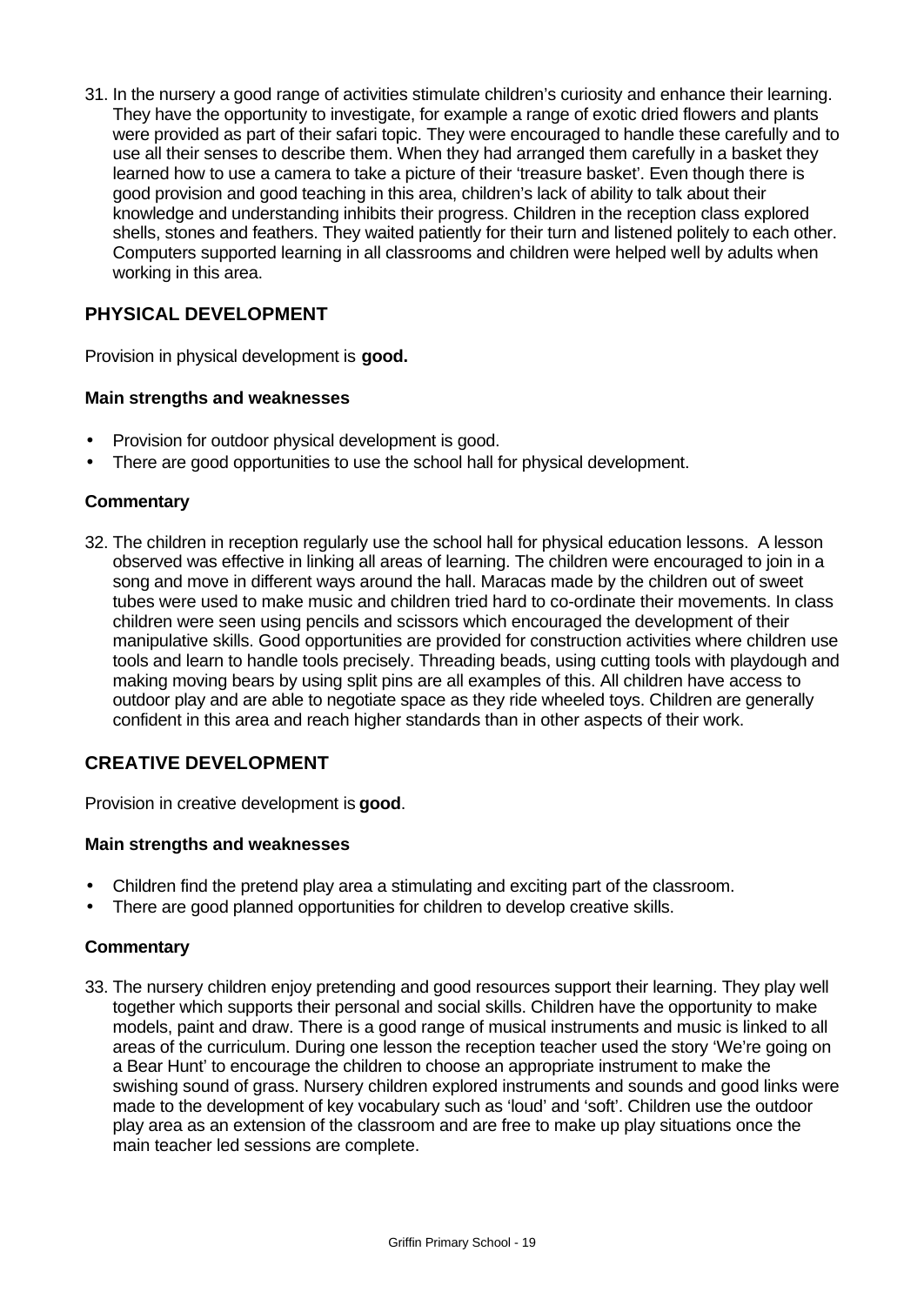31. In the nursery a good range of activities stimulate children's curiosity and enhance their learning. They have the opportunity to investigate, for example a range of exotic dried flowers and plants were provided as part of their safari topic. They were encouraged to handle these carefully and to use all their senses to describe them. When they had arranged them carefully in a basket they learned how to use a camera to take a picture of their 'treasure basket'. Even though there is good provision and good teaching in this area, children's lack of ability to talk about their knowledge and understanding inhibits their progress. Children in the reception class explored shells, stones and feathers. They waited patiently for their turn and listened politely to each other. Computers supported learning in all classrooms and children were helped well by adults when working in this area.

## PHYSICAL DEVELOPMENT

Provision in physical development is **good.**

### Main strengths and weaknesses

- Provision for outdoor physical development is good.
- There are good opportunities to use the school hall for physical development.

### Commentary

32. The children in reception regularly use the school hall for physical education lessons. A lesson observed was effective in linking all areas of learning. The children were encouraged to join in a song and move in different ways around the hall. Maracas made by the children out of sweet tubes were used to make music and children tried hard to co-ordinate their movements. In class children were seen using pencils and scissors which encouraged the development of their manipulative skills. Good opportunities are provided for construction activities where children use tools and learn to handle tools precisely. Threading beads, using cutting tools with playdough and making moving bears by using split pins are all examples of this. All children have access to outdoor play and are able to negotiate space as they ride wheeled toys. Children are generally confident in this area and reach higher standards than in other aspects of their work.

## CREATIVE DEVELOPMENT

Provision in creative development is **good**.

### Main strengths and weaknesses

- Children find the pretend play area a stimulating and exciting part of the classroom.
- There are good planned opportunities for children to develop creative skills.

### Commentary

33. The nursery children enjoy pretending and good resources support their learning. They play well together which supports their personal and social skills. Children have the opportunity to make models, paint and draw. There is a good range of musical instruments and music is linked to all areas of the curriculum. During one lesson the reception teacher used the story 'We're going on a Bear Hunt' to encourage the children to choose an appropriate instrument to make the swishing sound of grass. Nursery children explored instruments and sounds and good links were made to the development of key vocabulary such as 'loud' and 'soft'. Children use the outdoor play area as an extension of the classroom and are free to make up play situations once the main teacher led sessions are complete.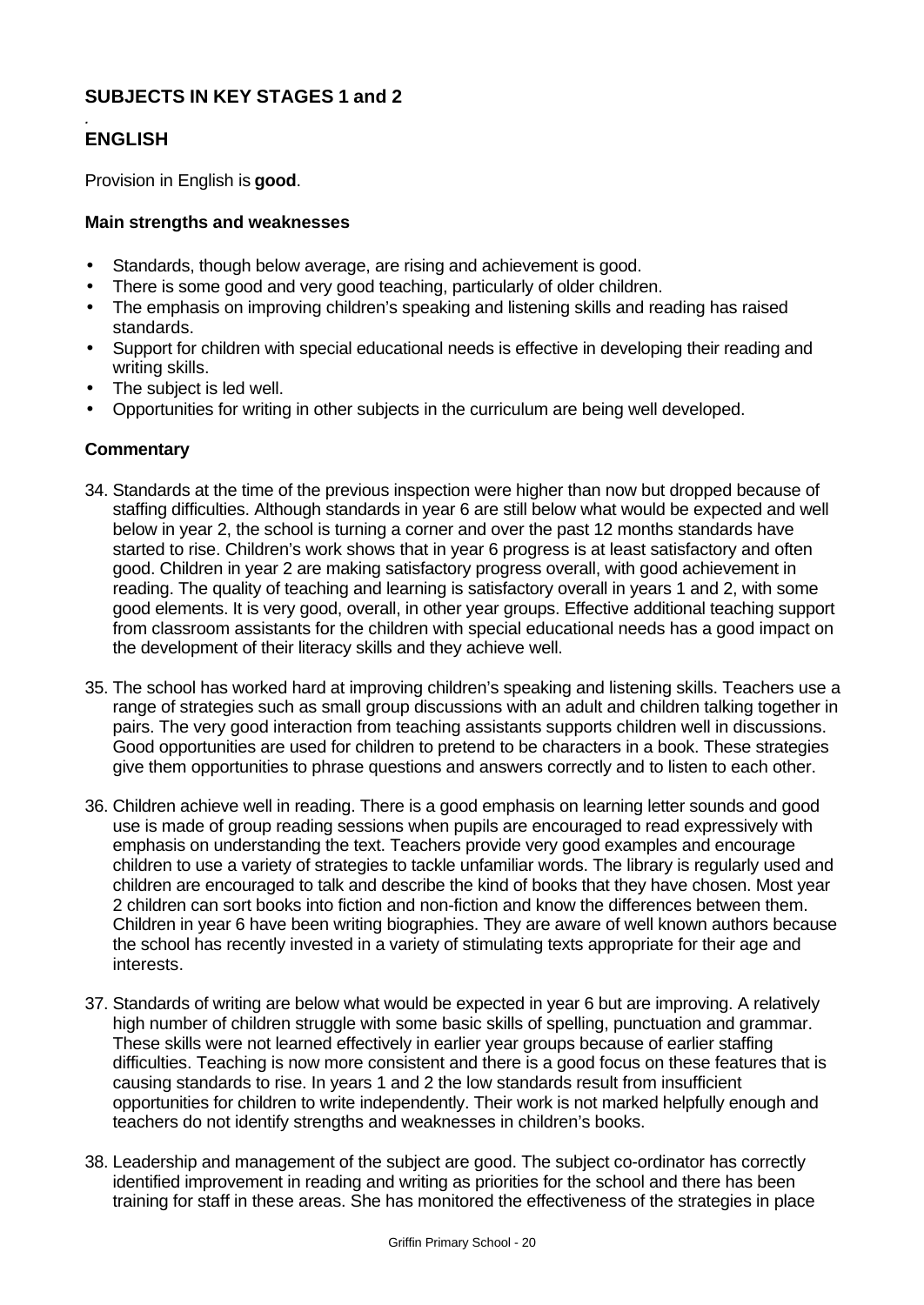## SUBJECTS IN KEY STAGES 1 and 2

.

## ENGLISH

Provision in English is **good**.

### Main strengths and weaknesses

- Standards, though below average, are rising and achievement is good.
- There is some good and very good teaching, particularly of older children.
- The emphasis on improving children's speaking and listening skills and reading has raised standards.
- Support for children with special educational needs is effective in developing their reading and writing skills.
- The subject is led well.
- Opportunities for writing in other subjects in the curriculum are being well developed.

### Commentary

34. Standards at the time of the previous inspection were higher than now but dropped because of staffing difficulties. Although standards in year 6 are still below what would be expected and well below in year 2, the school is turning a corner and over the past 12 months standards have started to rise. Children's work shows that in year 6 progress is at least satisfactory and often good. Children in year 2 are making satisfactory progress overall, with good achievement in reading. The quality of teaching and learning is satisfactory overall in years 1 and 2, with some good elements. It is very good, overall, in other year groups. Effective additional teaching support from classroom assistants for the children with special educational needs has a good impact on the development of their literacy skills and they achieve well.

35. The school has worked hard at improving children's speaking and listening skills. Teachers use a range of strategies such as small group discussions with an adult and children talking together in pairs. The very good interaction from teaching assistants supports children well in discussions. Good opportunities are used for children to pretend to be characters in a book. These strategies give them opportunities to phrase questions and answers correctly and to listen to each other.

36. Children achieve well in reading. There is a good emphasis on learning letter sounds and good use is made of group reading sessions when pupils are encouraged to read expressively with emphasis on understanding the text. Teachers provide very good examples and encourage children to use a variety of strategies to tackle unfamiliar words. The library is regularly used and children are encouraged to talk and describe the kind of books that they have chosen. Most year 2 children can sort books into fiction and non-fiction and know the differences between them. Children in year 6 have been writing biographies. They are aware of well known authors because the school has recently invested in a variety of stimulating texts appropriate for their age and interests.

37. Standards of writing are below what would be expected in year 6 but are improving. A relatively high number of children struggle with some basic skills of spelling, punctuation and grammar. These skills were not learned effectively in earlier year groups because of earlier staffing difficulties. Teaching is now more consistent and there is a good focus on these features that is causing standards to rise. In years 1 and 2 the low standards result from insufficient opportunities for children to write independently. Their work is not marked helpfully enough and teachers do not identify strengths and weaknesses in children's books.

38. Leadership and management of the subject are good. The subject co-ordinator has correctly identified improvement in reading and writing as priorities for the school and there has been training for staff in these areas. She has monitored the effectiveness of the strategies in place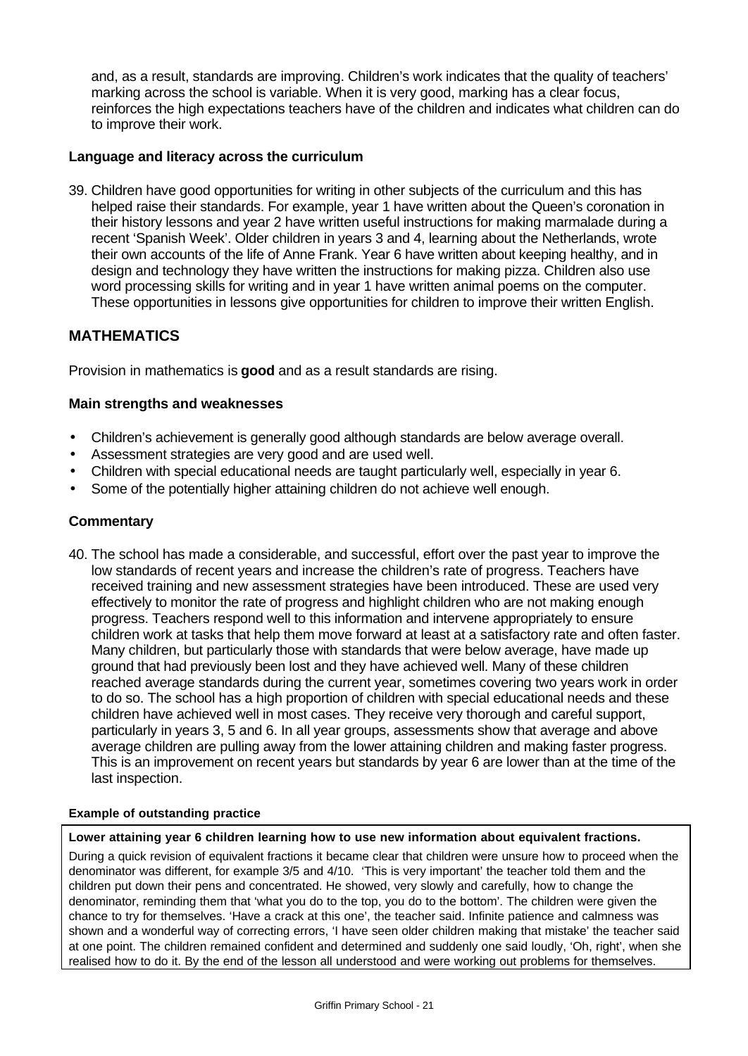and, as a result, standards are improving. Children's work indicates that the quality of teachers' marking across the school is variable. When it is very good, marking has a clear focus, reinforces the high expectations teachers have of the children and indicates what children can do to improve their work.

### Language and literacy across the curriculum

39. Children have good opportunities for writing in other subjects of the curriculum and this has helped raise their standards. For example, year 1 have written about the Queen's coronation in their history lessons and year 2 have written useful instructions for making marmalade during a recent 'Spanish Week'. Older children in years 3 and 4, learning about the Netherlands, wrote their own accounts of the life of Anne Frank. Year 6 have written about keeping healthy, and in design and technology they have written the instructions for making pizza. Children also use word processing skills for writing and in year 1 have written animal poems on the computer. These opportunities in lessons give opportunities for children to improve their written English.

## MATHEMATICS

Provision in mathematics is **good** and as a result standards are rising.

### Main strengths and weaknesses

- Children's achievement is generally good although standards are below average overall.
- Assessment strategies are very good and are used well.
- Children with special educational needs are taught particularly well, especially in year 6.
- Some of the potentially higher attaining children do not achieve well enough.

### Commentary

40. The school has made a considerable, and successful, effort over the past year to improve the low standards of recent years and increase the children's rate of progress. Teachers have received training and new assessment strategies have been introduced. These are used very effectively to monitor the rate of progress and highlight children who are not making enough progress. Teachers respond well to this information and intervene appropriately to ensure children work at tasks that help them move forward at least at a satisfactory rate and often faster. Many children, but particularly those with standards that were below average, have made up ground that had previously been lost and they have achieved well. Many of these children reached average standards during the current year, sometimes covering two years work in order to do so. The school has a high proportion of children with special educational needs and these children have achieved well in most cases. They receive very thorough and careful support, particularly in years 3, 5 and 6. In all year groups, assessments show that average and above average children are pulling away from the lower attaining children and making faster progress. This is an improvement on recent years but standards by year 6 are lower than at the time of the last inspection.

**Example of outstanding practice**

**Lower attaining year 6 children learning how to use new information about equivalent fractions.**

During a quick revision of equivalent fractions it became clear that children were unsure how to proceed when the denominator was different, for example 3/5 and 4/10. 'This is very important' the teacher told them and the children put down their pens and concentrated. He showed, very slowly and carefully, how to change the denominator, reminding them that 'what you do to the top, you do to the bottom'. The children were given the chance to try for themselves. 'Have a crack at this one', the teacher said. Infinite patience and calmness was shown and a wonderful way of correcting errors, 'I have seen older children making that mistake' the teacher said at one point. The children remained confident and determined and suddenly one said loudly, 'Oh, right', when she realised how to do it. By the end of the lesson all understood and were working out problems for themselves.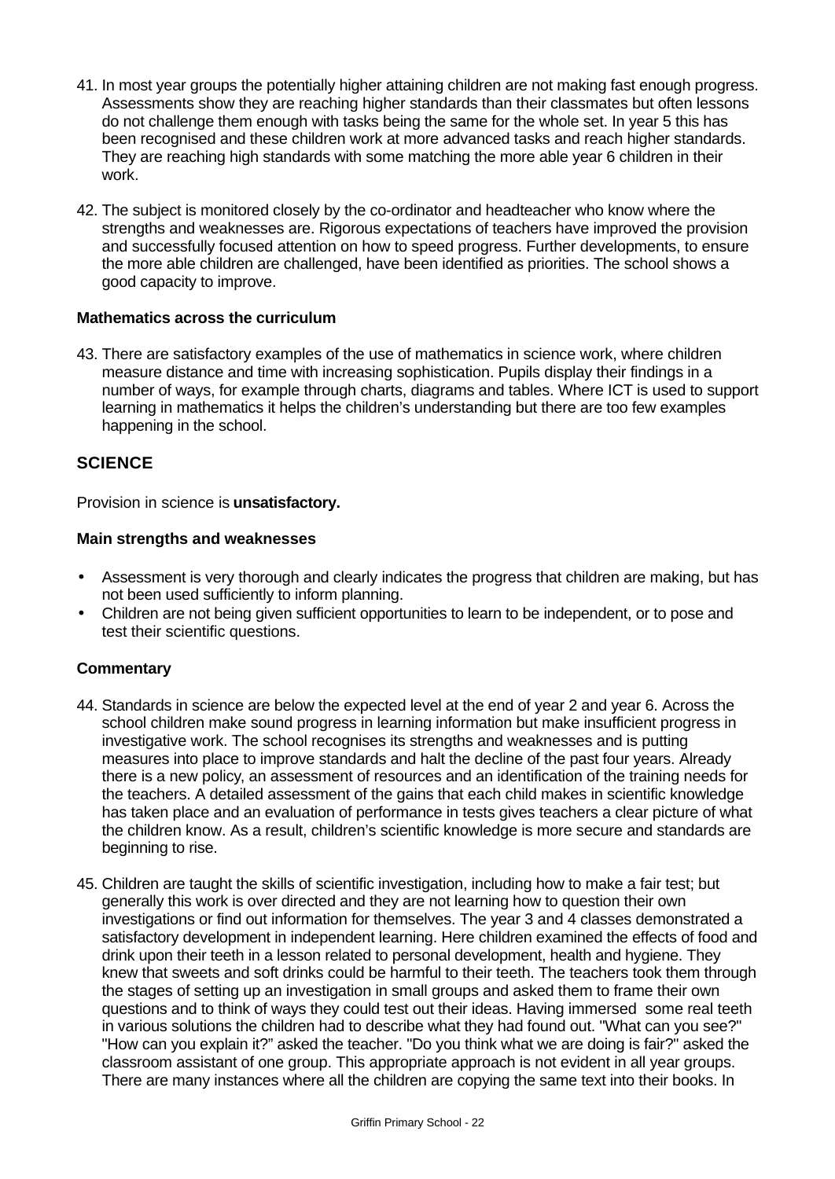41. In most year groups the potentially higher attaining children are not making fast enough progress. Assessments show they are reaching higher standards than their classmates but often lessons do not challenge them enough with tasks being the same for the whole set. In year 5 this has been recognised and these children work at more advanced tasks and reach higher standards. They are reaching high standards with some matching the more able year 6 children in their work.

42. The subject is monitored closely by the co-ordinator and headteacher who know where the strengths and weaknesses are. Rigorous expectations of teachers have improved the provision and successfully focused attention on how to speed progress. Further developments, to ensure the more able children are challenged, have been identified as priorities. The school shows a good capacity to improve.

**Mathematics across the curriculum**

43. There are satisfactory examples of the use of mathematics in science work, where children measure distance and time with increasing sophistication. Pupils display their findings in a number of ways, for example through charts, diagrams and tables. Where ICT is used to support learning in mathematics it helps the children's understanding but there are too few examples happening in the school.

## SCIENCE

Provision in science is **unsatisfactory.**

**Main strengths and weaknesses**

- Assessment is very thorough and clearly indicates the progress that children are making, but has not been used sufficiently to inform planning.
- Children are not being given sufficient opportunities to learn to be independent, or to pose and test their scientific questions.

**Commentary**

44. Standards in science are below the expected level at the end of year 2 and year 6. Across the school children make sound progress in learning information but make insufficient progress in investigative work. The school recognises its strengths and weaknesses and is putting measures into place to improve standards and halt the decline of the past four years. Already there is a new policy, an assessment of resources and an identification of the training needs for the teachers. A detailed assessment of the gains that each child makes in scientific knowledge has taken place and an evaluation of performance in tests gives teachers a clear picture of what the children know. As a result, children's scientific knowledge is more secure and standards are beginning to rise.

45. Children are taught the skills of scientific investigation, including how to make a fair test; but generally this work is over directed and they are not learning how to question their own investigations or find out information for themselves. The year 3 and 4 classes demonstrated a satisfactory development in independent learning. Here children examined the effects of food and drink upon their teeth in a lesson related to personal development, health and hygiene. They knew that sweets and soft drinks could be harmful to their teeth. The teachers took them through the stages of setting up an investigation in small groups and asked them to frame their own questions and to think of ways they could test out their ideas. Having immersed some real teeth in various solutions the children had to describe what they had found out. "What can you see?" "How can you explain it?" asked the teacher. "Do you think what we are doing is fair?" asked the classroom assistant of one group. This appropriate approach is not evident in all year groups. There are many instances where all the children are copying the same text into their books. In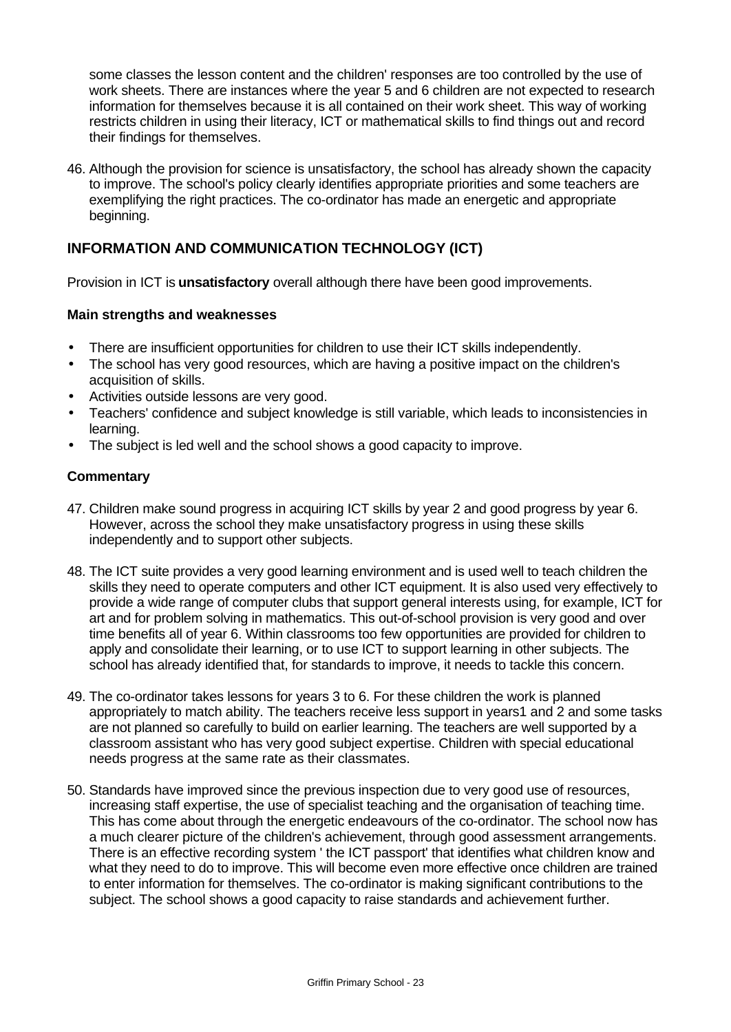some classes the lesson content and the children' responses are too controlled by the use of work sheets. There are instances where the year 5 and 6 children are not expected to research information for themselves because it is all contained on their work sheet. This way of working restricts children in using their literacy, ICT or mathematical skills to find things out and record their findings for themselves.

46. Although the provision for science is unsatisfactory, the school has already shown the capacity to improve. The school's policy clearly identifies appropriate priorities and some teachers are exemplifying the right practices. The co-ordinator has made an energetic and appropriate beginning.

## INFORMATION AND COMMUNICATION TECHNOLOGY (ICT)

Provision in ICT is **unsatisfactory** overall although there have been good improvements.

### Main strengths and weaknesses

- There are insufficient opportunities for children to use their ICT skills independently.
- The school has very good resources, which are having a positive impact on the children's acquisition of skills.
- Activities outside lessons are very good.
- Teachers' confidence and subject knowledge is still variable, which leads to inconsistencies in learning.
- The subject is led well and the school shows a good capacity to improve.

### Commentary

47. Children make sound progress in acquiring ICT skills by year 2 and good progress by year 6. However, across the school they make unsatisfactory progress in using these skills independently and to support other subjects.

48. The ICT suite provides a very good learning environment and is used well to teach children the skills they need to operate computers and other ICT equipment. It is also used very effectively to provide a wide range of computer clubs that support general interests using, for example, ICT for art and for problem solving in mathematics. This out-of-school provision is very good and over time benefits all of year 6. Within classrooms too few opportunities are provided for children to apply and consolidate their learning, or to use ICT to support learning in other subjects. The school has already identified that, for standards to improve, it needs to tackle this concern.

49. The co-ordinator takes lessons for years 3 to 6. For these children the work is planned appropriately to match ability. The teachers receive less support in years1 and 2 and some tasks are not planned so carefully to build on earlier learning. The teachers are well supported by a classroom assistant who has very good subject expertise. Children with special educational needs progress at the same rate as their classmates.

50. Standards have improved since the previous inspection due to very good use of resources, increasing staff expertise, the use of specialist teaching and the organisation of teaching time. This has come about through the energetic endeavours of the co-ordinator. The school now has a much clearer picture of the children's achievement, through good assessment arrangements. There is an effective recording system ' the ICT passport' that identifies what children know and what they need to do to improve. This will become even more effective once children are trained to enter information for themselves. The co-ordinator is making significant contributions to the subject. The school shows a good capacity to raise standards and achievement further.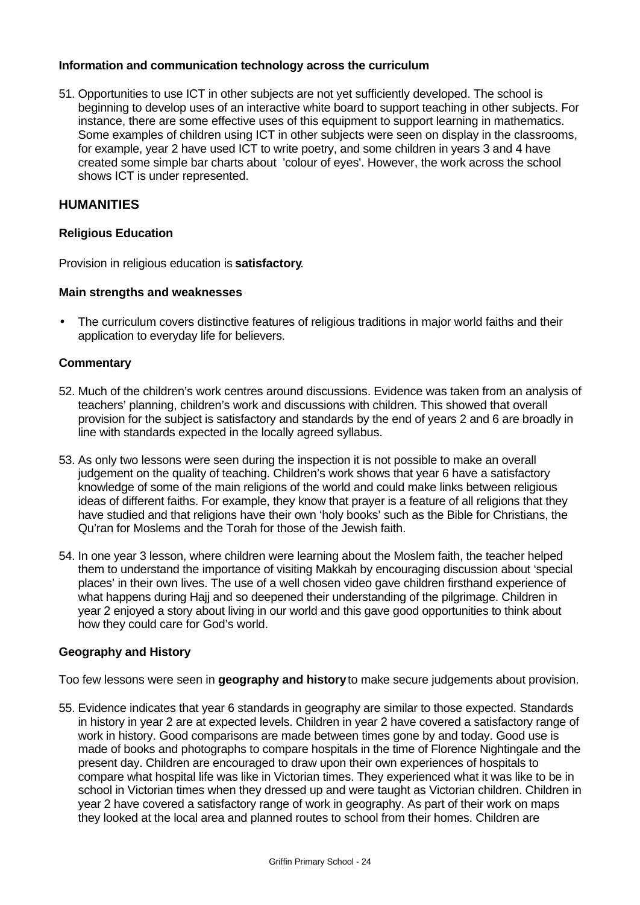### Information and communication technology across the curriculum

51. Opportunities to use ICT in other subjects are not yet sufficiently developed. The school is beginning to develop uses of an interactive white board to support teaching in other subjects. For instance, there are some effective uses of this equipment to support learning in mathematics. Some examples of children using ICT in other subjects were seen on display in the classrooms, for example, year 2 have used ICT to write poetry, and some children in years 3 and 4 have created some simple bar charts about 'colour of eyes'. However, the work across the school shows ICT is under represented.

## HUMANITIES

### Religious Education

Provision in religious education is **satisfactory**.

#### Main strengths and weaknesses

- The curriculum covers distinctive features of religious traditions in major world faiths and their application to everyday life for believers.

#### Commentary

52. Much of the children's work centres around discussions. Evidence was taken from an analysis of teachers' planning, children's work and discussions with children. This showed that overall provision for the subject is satisfactory and standards by the end of years 2 and 6 are broadly in line with standards expected in the locally agreed syllabus.

53. As only two lessons were seen during the inspection it is not possible to make an overall judgement on the quality of teaching. Children's work shows that year 6 have a satisfactory knowledge of some of the main religions of the world and could make links between religious ideas of different faiths. For example, they know that prayer is a feature of all religions that they have studied and that religions have their own 'holy books' such as the Bible for Christians, the Qu'ran for Moslems and the Torah for those of the Jewish faith.

54. In one year 3 lesson, where children were learning about the Moslem faith, the teacher helped them to understand the importance of visiting Makkah by encouraging discussion about 'special places' in their own lives. The use of a well chosen video gave children firsthand experience of what happens during Hajj and so deepened their understanding of the pilgrimage. Children in year 2 enjoyed a story about living in our world and this gave good opportunities to think about how they could care for God's world.

### Geography and History

Too few lessons were seen in **geography and history** to make secure judgements about provision.

55. Evidence indicates that year 6 standards in geography are similar to those expected. Standards in history in year 2 are at expected levels. Children in year 2 have covered a satisfactory range of work in history. Good comparisons are made between times gone by and today. Good use is made of books and photographs to compare hospitals in the time of Florence Nightingale and the present day. Children are encouraged to draw upon their own experiences of hospitals to compare what hospital life was like in Victorian times. They experienced what it was like to be in school in Victorian times when they dressed up and were taught as Victorian children. Children in year 2 have covered a satisfactory range of work in geography. As part of their work on maps they looked at the local area and planned routes to school from their homes. Children are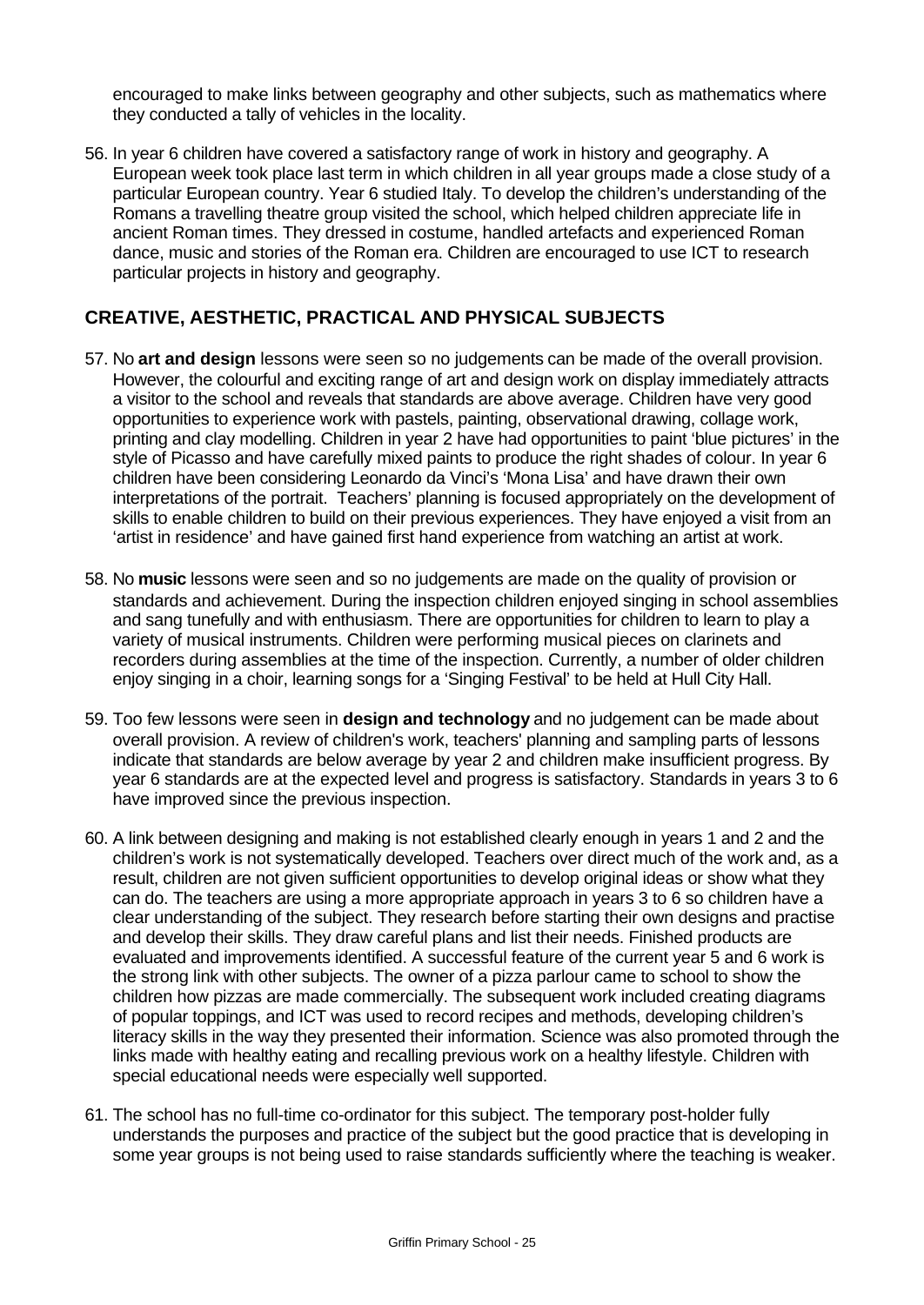encouraged to make links between geography and other subjects, such as mathematics where they conducted a tally of vehicles in the locality.

56. In year 6 children have covered a satisfactory range of work in history and geography. A European week took place last term in which children in all year groups made a close study of a particular European country. Year 6 studied Italy. To develop the children's understanding of the Romans a travelling theatre group visited the school, which helped children appreciate life in ancient Roman times. They dressed in costume, handled artefacts and experienced Roman dance, music and stories of the Roman era. Children are encouraged to use ICT to research particular projects in history and geography.

## CREATIVE, AESTHETIC, PRACTICAL AND PHYSICAL SUBJECTS

57. No **art and design** lessons were seen so no judgements can be made of the overall provision. However, the colourful and exciting range of art and design work on display immediately attracts a visitor to the school and reveals that standards are above average. Children have very good opportunities to experience work with pastels, painting, observational drawing, collage work, printing and clay modelling. Children in year 2 have had opportunities to paint 'blue pictures' in the style of Picasso and have carefully mixed paints to produce the right shades of colour. In year 6 children have been considering Leonardo da Vinci's 'Mona Lisa' and have drawn their own interpretations of the portrait. Teachers' planning is focused appropriately on the development of skills to enable children to build on their previous experiences. They have enjoyed a visit from an 'artist in residence' and have gained first hand experience from watching an artist at work.

58. No **music** lessons were seen and so no judgements are made on the quality of provision or standards and achievement. During the inspection children enjoyed singing in school assemblies and sang tunefully and with enthusiasm. There are opportunities for children to learn to play a variety of musical instruments. Children were performing musical pieces on clarinets and recorders during assemblies at the time of the inspection. Currently, a number of older children enjoy singing in a choir, learning songs for a 'Singing Festival' to be held at Hull City Hall.

59. Too few lessons were seen in **design and technology** and no judgement can be made about overall provision. A review of children's work, teachers' planning and sampling parts of lessons indicate that standards are below average by year 2 and children make insufficient progress. By year 6 standards are at the expected level and progress is satisfactory. Standards in years 3 to 6 have improved since the previous inspection.

60. A link between designing and making is not established clearly enough in years 1 and 2 and the children's work is not systematically developed. Teachers over direct much of the work and, as a result, children are not given sufficient opportunities to develop original ideas or show what they can do. The teachers are using a more appropriate approach in years 3 to 6 so children have a clear understanding of the subject. They research before starting their own designs and practise and develop their skills. They draw careful plans and list their needs. Finished products are evaluated and improvements identified. A successful feature of the current year 5 and 6 work is the strong link with other subjects. The owner of a pizza parlour came to school to show the children how pizzas are made commercially. The subsequent work included creating diagrams of popular toppings, and ICT was used to record recipes and methods, developing children's literacy skills in the way they presented their information. Science was also promoted through the links made with healthy eating and recalling previous work on a healthy lifestyle. Children with special educational needs were especially well supported.

61. The school has no full-time co-ordinator for this subject. The temporary post-holder fully understands the purposes and practice of the subject but the good practice that is developing in some year groups is not being used to raise standards sufficiently where the teaching is weaker.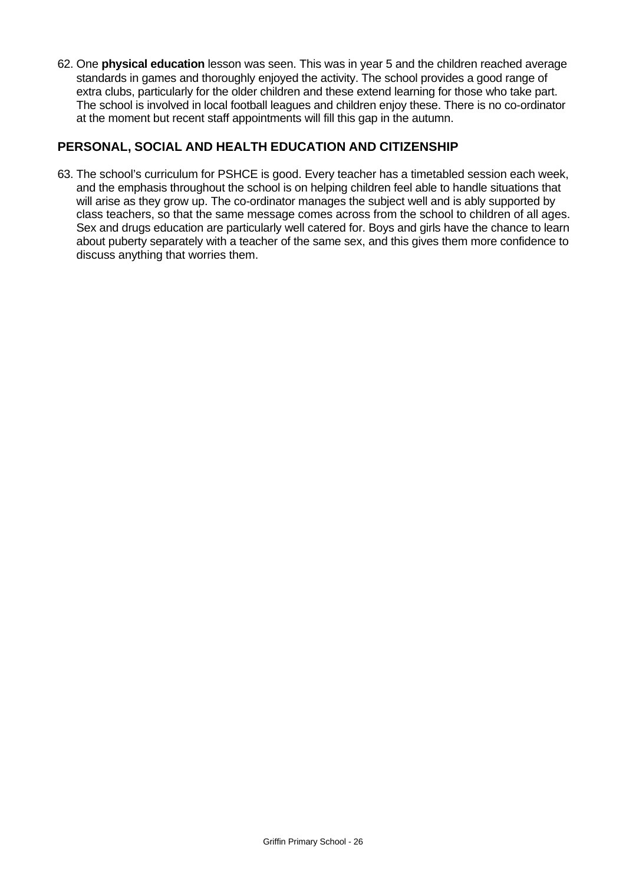62. One **physical education** lesson was seen. This was in year 5 and the children reached average standards in games and thoroughly enjoyed the activity. The school provides a good range of extra clubs, particularly for the older children and these extend learning for those who take part. The school is involved in local football leagues and children enjoy these. There is no co-ordinator at the moment but recent staff appointments will fill this gap in the autumn.

## PERSONAL, SOCIAL AND HEALTH EDUCATION AND CITIZENSHIP

63. The school's curriculum for PSHCE is good. Every teacher has a timetabled session each week, and the emphasis throughout the school is on helping children feel able to handle situations that will arise as they grow up. The co-ordinator manages the subject well and is ably supported by class teachers, so that the same message comes across from the school to children of all ages. Sex and drugs education are particularly well catered for. Boys and girls have the chance to learn about puberty separately with a teacher of the same sex, and this gives them more confidence to discuss anything that worries them.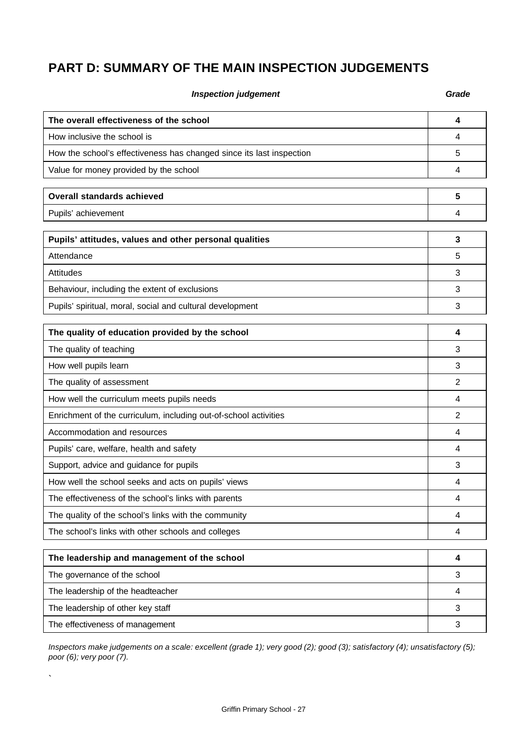# PART D: SUMMARY OF THE MAIN INSPECTION JUDGEMENTS

| ***Inspection judgement*** | ***Grade*** |
|---|---|
| **The overall effectiveness of the school** | **4** |
| How inclusive the school is | 4 |
| How the school's effectiveness has changed since its last inspection | 5 |
| Value for money provided by the school | 4 |
| **Overall standards achieved** | **5** |
| Pupils' achievement | 4 |
| **Pupils' attitudes, values and other personal qualities** | **3** |
| Attendance | 5 |
| Attitudes | 3 |
| Behaviour, including the extent of exclusions | 3 |
| Pupils' spiritual, moral, social and cultural development | 3 |
| **The quality of education provided by the school** | **4** |
| The quality of teaching | 3 |
| How well pupils learn | 3 |
| The quality of assessment | 2 |
| How well the curriculum meets pupils needs | 4 |
| Enrichment of the curriculum, including out-of-school activities | 2 |
| Accommodation and resources | 4 |
| Pupils' care, welfare, health and safety | 4 |
| Support, advice and guidance for pupils | 3 |
| How well the school seeks and acts on pupils' views | 4 |
| The effectiveness of the school's links with parents | 4 |
| The quality of the school's links with the community | 4 |
| The school's links with other schools and colleges | 4 |
| **The leadership and management of the school** | **4** |
| The governance of the school | 3 |
| The leadership of the headteacher | 4 |
| The leadership of other key staff | 3 |
| The effectiveness of management | 3 |

*Inspectors make judgements on a scale: excellent (grade 1); very good (2); good (3); satisfactory (4); unsatisfactory (5); poor (6); very poor (7).*